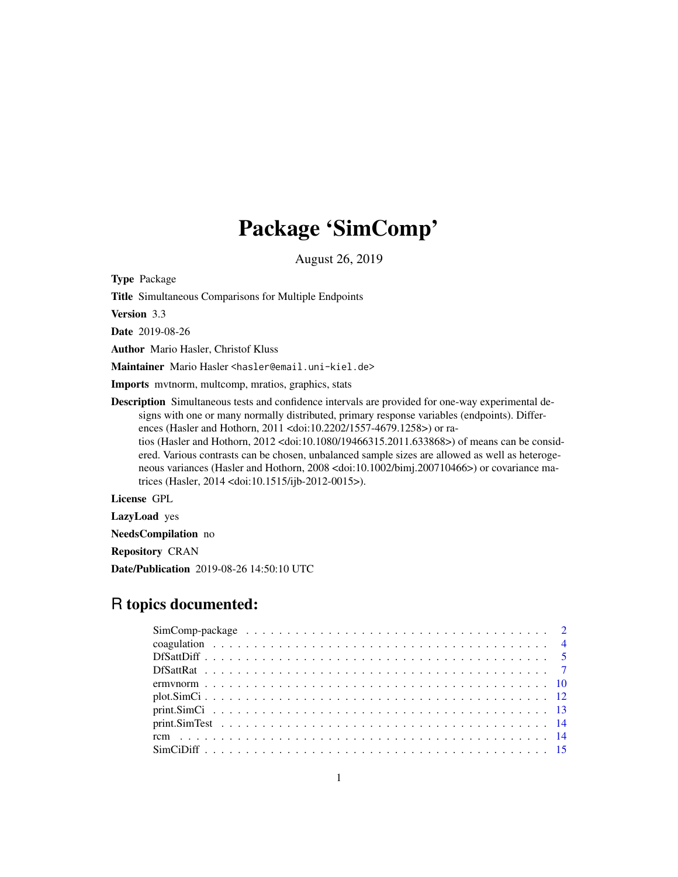# Package 'SimComp'

August 26, 2019

**Type** Package

**Title** Simultaneous Comparisons for Multiple Endpoints

**Version** 3.3

**Date** 2019-08-26

**Author** Mario Hasler, Christof Kluss

**Maintainer** Mario Hasler <hasler@email.uni-kiel.de>

**Imports** mvtnorm, multcomp, mratios, graphics, stats

**Description** Simultaneous tests and confidence intervals are provided for one-way experimental designs with one or many normally distributed, primary response variables (endpoints). Differences (Hasler and Hothorn, 2011 <doi:10.2202/1557-4679.1258>) or ratios (Hasler and Hothorn, 2012 <doi:10.1080/19466315.2011.633868>) of means can be considered. Various contrasts can be chosen, unbalanced sample sizes are allowed as well as heterogeneous variances (Hasler and Hothorn, 2008 <doi:10.1002/bimj.200710466>) or covariance matrices (Hasler, 2014 <doi:10.1515/ijb-2012-0015>).

**License** GPL

**LazyLoad** yes

**NeedsCompilation** no

**Repository** CRAN

**Date/Publication** 2019-08-26 14:50:10 UTC

## R topics documented:

| | |
|---|---|
| SimComp-package | 2 |
| coagulation | 4 |
| DfSattDiff | 5 |
| DfSattRat | 7 |
| ermvnorm | 10 |
| plot.SimCi | 12 |
| print.SimCi | 13 |
| print.SimTest | 14 |
| rcm | 14 |
| SimCiDiff | 15 |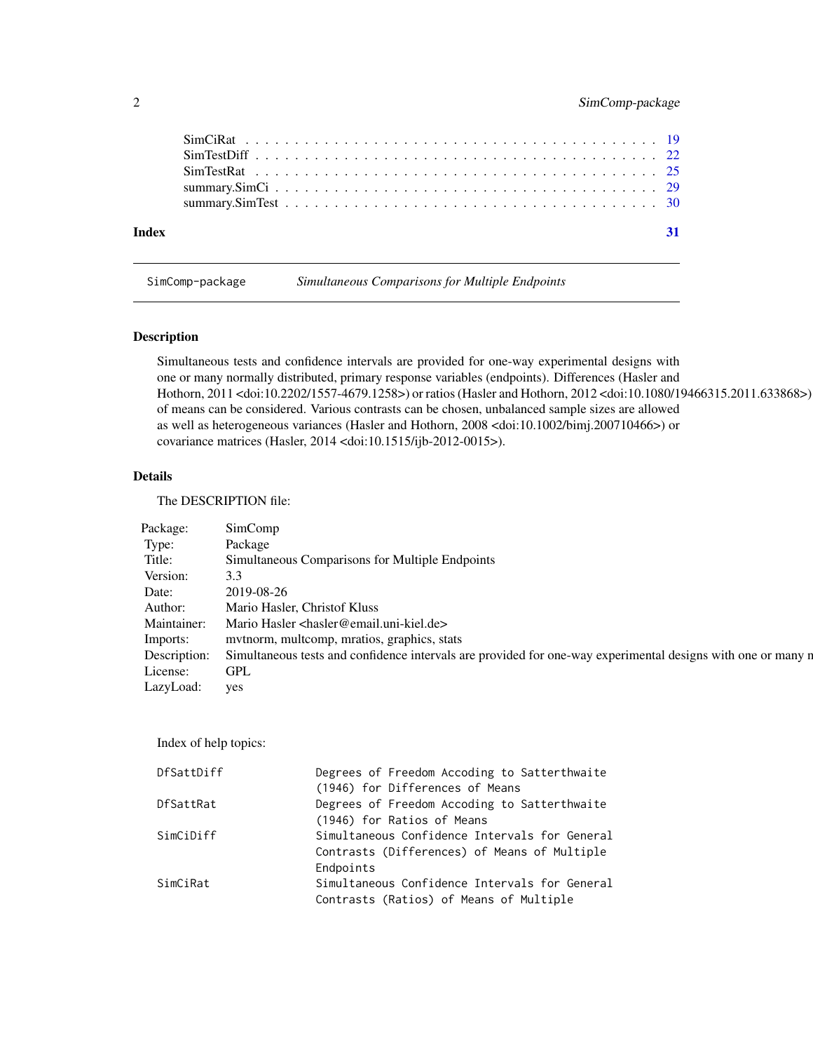| | |
|---|---|
| SimCiRat | 19 |
| SimTestDiff | 22 |
| SimTestRat | 25 |
| summary.SimCi | 29 |
| summary.SimTest | 30 |

**Index** **31**

---

`SimComp-package` *Simultaneous Comparisons for Multiple Endpoints*

---

## Description

Simultaneous tests and confidence intervals are provided for one-way experimental designs with one or many normally distributed, primary response variables (endpoints). Differences (Hasler and Hothorn, 2011 <doi:10.2202/1557-4679.1258>) or ratios (Hasler and Hothorn, 2012 <doi:10.1080/19466315.2011.633868>) of means can be considered. Various contrasts can be chosen, unbalanced sample sizes are allowed as well as heterogeneous variances (Hasler and Hothorn, 2008 <doi:10.1002/bimj.200710466>) or covariance matrices (Hasler, 2014 <doi:10.1515/ijb-2012-0015>).

## Details

The DESCRIPTION file:

| | |
|---|---|
| Package: | SimComp |
| Type: | Package |
| Title: | Simultaneous Comparisons for Multiple Endpoints |
| Version: | 3.3 |
| Date: | 2019-08-26 |
| Author: | Mario Hasler, Christof Kluss |
| Maintainer: | Mario Hasler <hasler@email.uni-kiel.de> |
| Imports: | mvtnorm, multcomp, mratios, graphics, stats |
| Description: | Simultaneous tests and confidence intervals are provided for one-way experimental designs with one or many n |
| License: | GPL |
| LazyLoad: | yes |

Index of help topics:

```
DfSattDiff              Degrees of Freedom Accoding to Satterthwaite
                        (1946) for Differences of Means
DfSattRat               Degrees of Freedom Accoding to Satterthwaite
                        (1946) for Ratios of Means
SimCiDiff               Simultaneous Confidence Intervals for General
                        Contrasts (Differences) of Means of Multiple
                        Endpoints
SimCiRat                Simultaneous Confidence Intervals for General
                        Contrasts (Ratios) of Means of Multiple
```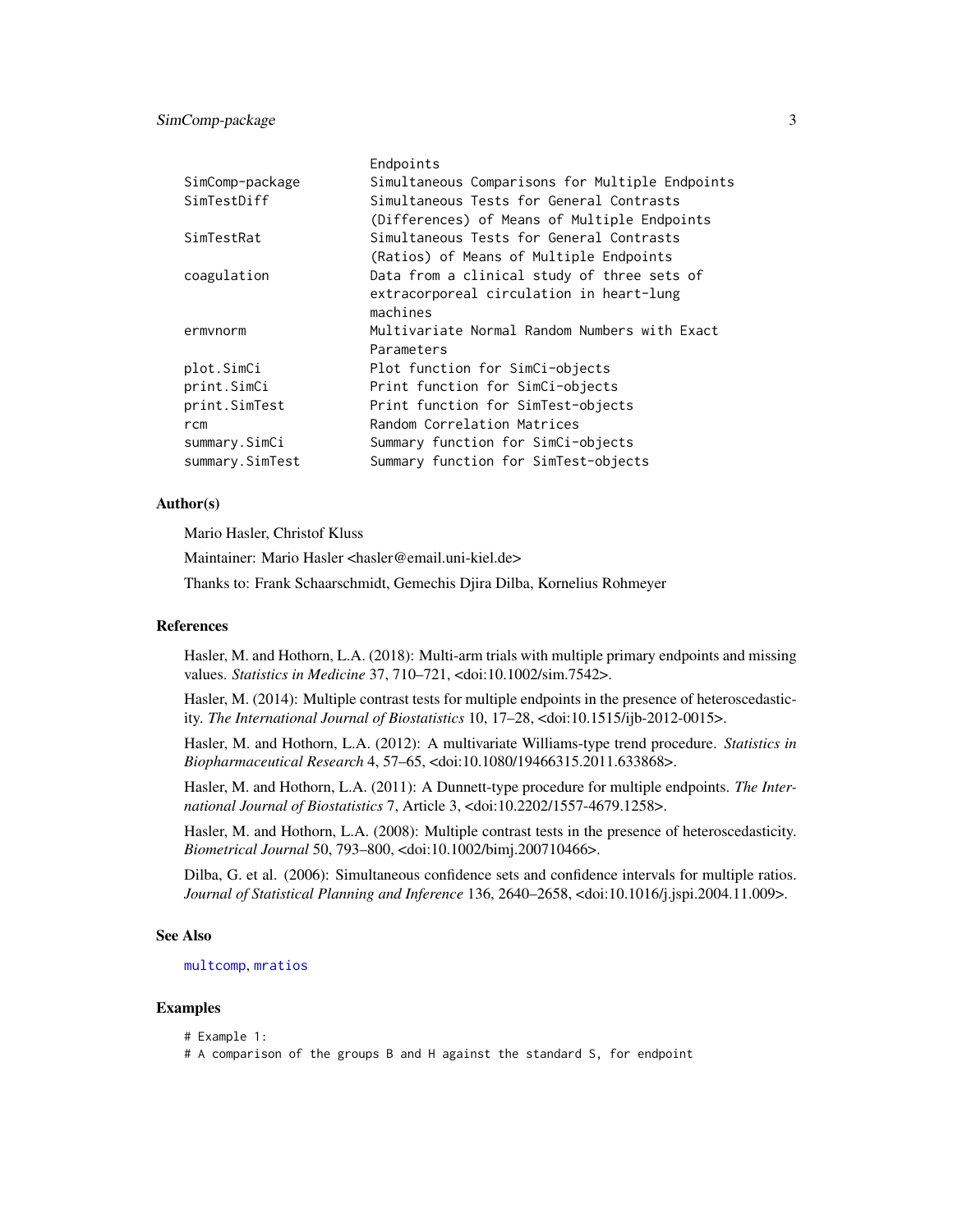```
                        Endpoints
SimComp-package         Simultaneous Comparisons for Multiple Endpoints
SimTestDiff             Simultaneous Tests for General Contrasts
                        (Differences) of Means of Multiple Endpoints
SimTestRat              Simultaneous Tests for General Contrasts
                        (Ratios) of Means of Multiple Endpoints
coagulation             Data from a clinical study of three sets of
                        extracorporeal circulation in heart-lung
                        machines
ermvnorm                Multivariate Normal Random Numbers with Exact
                        Parameters
plot.SimCi              Plot function for SimCi-objects
print.SimCi             Print function for SimCi-objects
print.SimTest           Print function for SimTest-objects
rcm                     Random Correlation Matrices
summary.SimCi           Summary function for SimCi-objects
summary.SimTest         Summary function for SimTest-objects
```

## Author(s)

Mario Hasler, Christof Kluss

Maintainer: Mario Hasler <hasler@email.uni-kiel.de>

Thanks to: Frank Schaarschmidt, Gemechis Djira Dilba, Kornelius Rohmeyer

## References

Hasler, M. and Hothorn, L.A. (2018): Multi-arm trials with multiple primary endpoints and missing values. *Statistics in Medicine* 37, 710–721, <doi:10.1002/sim.7542>.

Hasler, M. (2014): Multiple contrast tests for multiple endpoints in the presence of heteroscedasticity. *The International Journal of Biostatistics* 10, 17–28, <doi:10.1515/ijb-2012-0015>.

Hasler, M. and Hothorn, L.A. (2012): A multivariate Williams-type trend procedure. *Statistics in Biopharmaceutical Research* 4, 57–65, <doi:10.1080/19466315.2011.633868>.

Hasler, M. and Hothorn, L.A. (2011): A Dunnett-type procedure for multiple endpoints. *The International Journal of Biostatistics* 7, Article 3, <doi:10.2202/1557-4679.1258>.

Hasler, M. and Hothorn, L.A. (2008): Multiple contrast tests in the presence of heteroscedasticity. *Biometrical Journal* 50, 793–800, <doi:10.1002/bimj.200710466>.

Dilba, G. et al. (2006): Simultaneous confidence sets and confidence intervals for multiple ratios. *Journal of Statistical Planning and Inference* 136, 2640–2658, <doi:10.1016/j.jspi.2004.11.009>.

## See Also

multcomp, mratios

## Examples

```
# Example 1:
# A comparison of the groups B and H against the standard S, for endpoint
```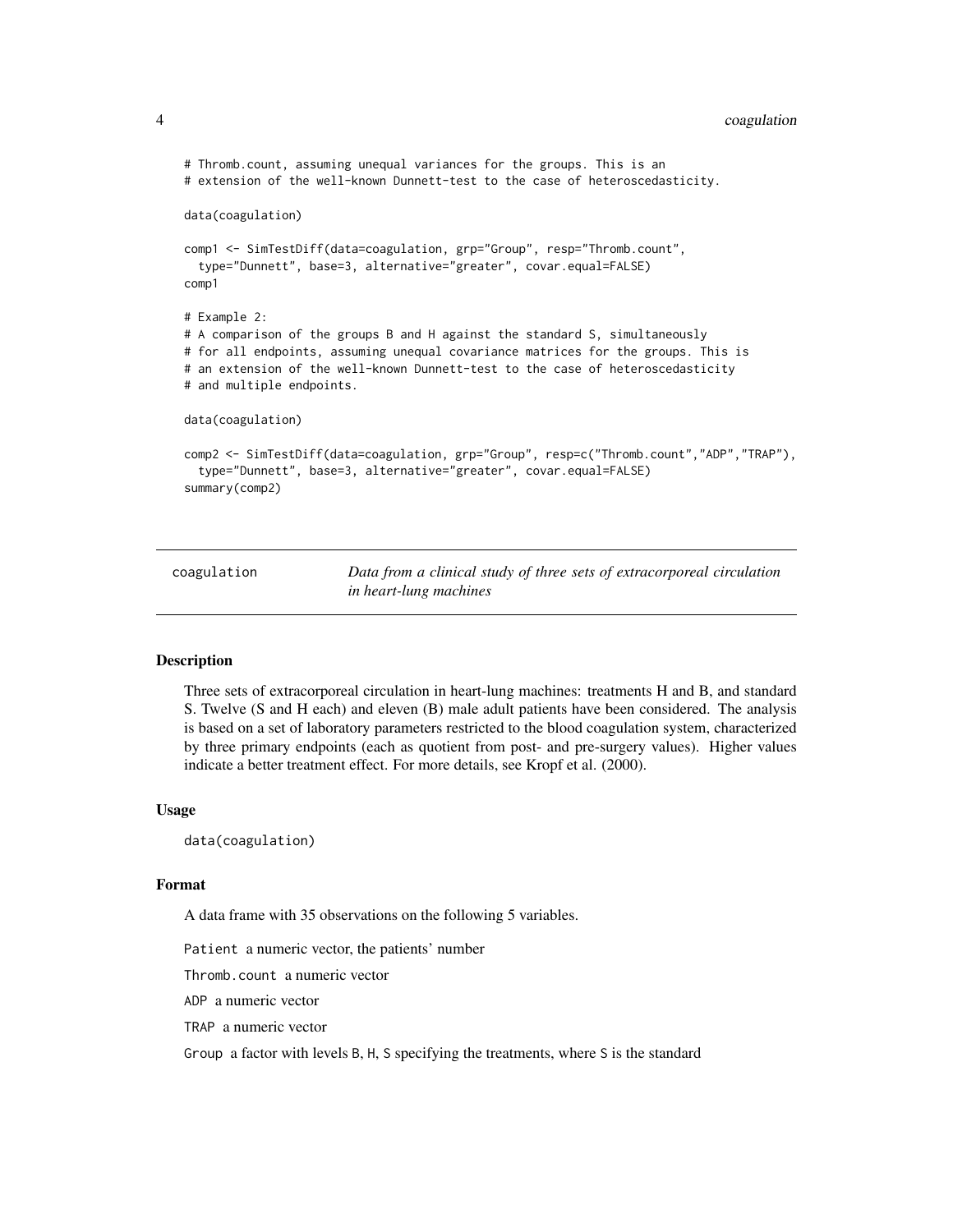```
# Thromb.count, assuming unequal variances for the groups. This is an
# extension of the well-known Dunnett-test to the case of heteroscedasticity.

data(coagulation)

comp1 <- SimTestDiff(data=coagulation, grp="Group", resp="Thromb.count",
  type="Dunnett", base=3, alternative="greater", covar.equal=FALSE)
comp1

# Example 2:
# A comparison of the groups B and H against the standard S, simultaneously
# for all endpoints, assuming unequal covariance matrices for the groups. This is
# an extension of the well-known Dunnett-test to the case of heteroscedasticity
# and multiple endpoints.

data(coagulation)

comp2 <- SimTestDiff(data=coagulation, grp="Group", resp=c("Thromb.count","ADP","TRAP"),
  type="Dunnett", base=3, alternative="greater", covar.equal=FALSE)
summary(comp2)
```

---

## coagulation — *Data from a clinical study of three sets of extracorporeal circulation in heart-lung machines*

---

### Description

Three sets of extracorporeal circulation in heart-lung machines: treatments H and B, and standard S. Twelve (S and H each) and eleven (B) male adult patients have been considered. The analysis is based on a set of laboratory parameters restricted to the blood coagulation system, characterized by three primary endpoints (each as quotient from post- and pre-surgery values). Higher values indicate a better treatment effect. For more details, see Kropf et al. (2000).

### Usage

```
data(coagulation)
```

### Format

A data frame with 35 observations on the following 5 variables.

`Patient` a numeric vector, the patients' number

`Thromb.count` a numeric vector

`ADP` a numeric vector

`TRAP` a numeric vector

`Group` a factor with levels `B`, `H`, `S` specifying the treatments, where `S` is the standard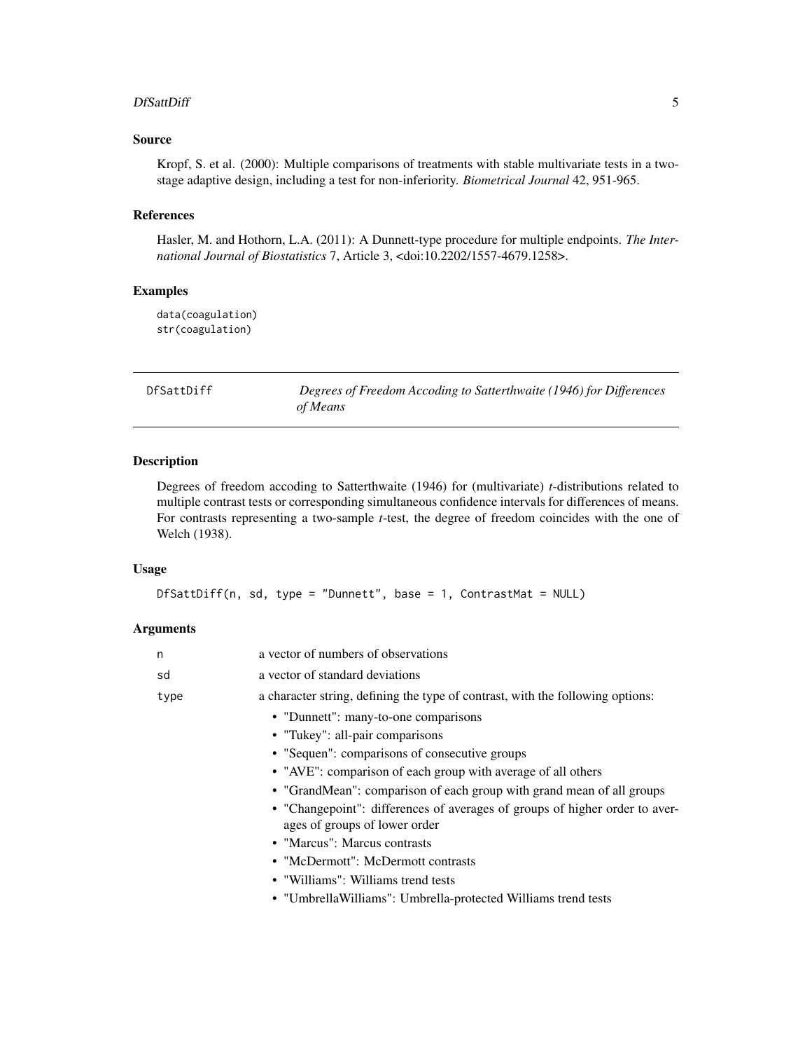### Source

Kropf, S. et al. (2000): Multiple comparisons of treatments with stable multivariate tests in a two-stage adaptive design, including a test for non-inferiority. *Biometrical Journal* 42, 951-965.

### References

Hasler, M. and Hothorn, L.A. (2011): A Dunnett-type procedure for multiple endpoints. *The International Journal of Biostatistics* 7, Article 3, <doi:10.2202/1557-4679.1258>.

### Examples

```
data(coagulation)
str(coagulation)
```

---

## DfSattDiff — *Degrees of Freedom Accoding to Satterthwaite (1946) for Differences of Means*

---

### Description

Degrees of freedom accoding to Satterthwaite (1946) for (multivariate) *t*-distributions related to multiple contrast tests or corresponding simultaneous confidence intervals for differences of means. For contrasts representing a two-sample *t*-test, the degree of freedom coincides with the one of Welch (1938).

### Usage

```
DfSattDiff(n, sd, type = "Dunnett", base = 1, ContrastMat = NULL)
```

### Arguments

| | |
|---|---|
| n | a vector of numbers of observations |
| sd | a vector of standard deviations |
| type | a character string, defining the type of contrast, with the following options:<br>• "Dunnett": many-to-one comparisons<br>• "Tukey": all-pair comparisons<br>• "Sequen": comparisons of consecutive groups<br>• "AVE": comparison of each group with average of all others<br>• "GrandMean": comparison of each group with grand mean of all groups<br>• "Changepoint": differences of averages of groups of higher order to averages of groups of lower order<br>• "Marcus": Marcus contrasts<br>• "McDermott": McDermott contrasts<br>• "Williams": Williams trend tests<br>• "UmbrellaWilliams": Umbrella-protected Williams trend tests |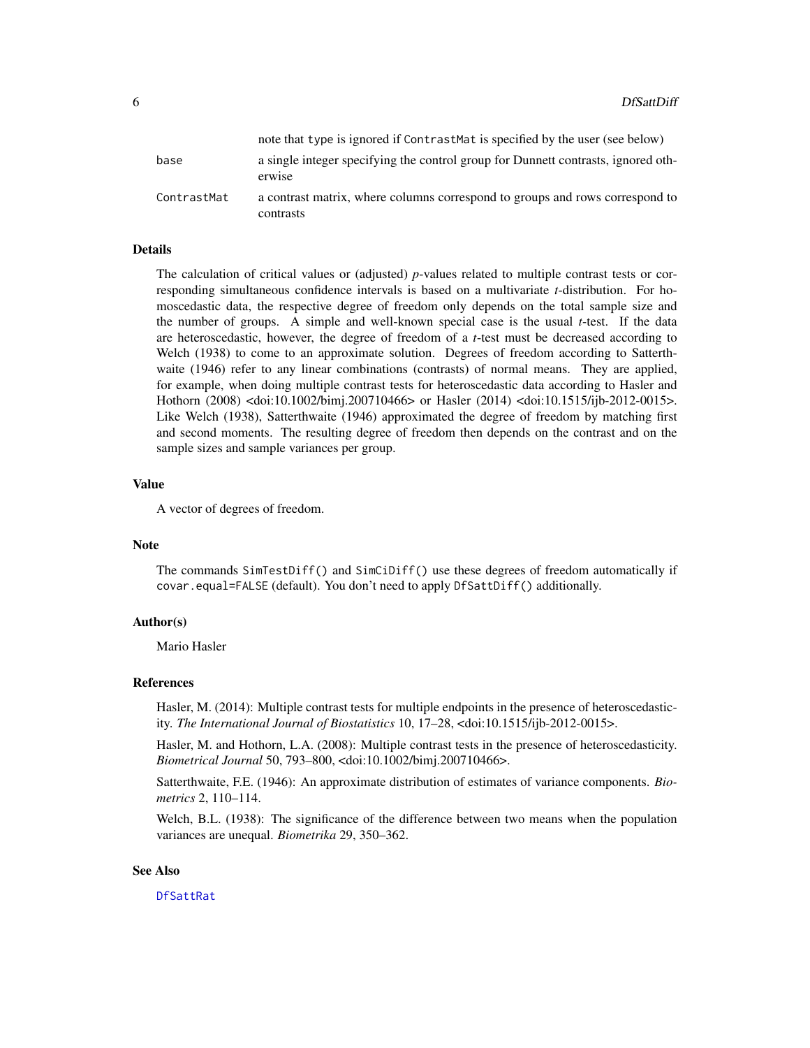| | |
|---|---|
| | note that type is ignored if ContrastMat is specified by the user (see below) |
| base | a single integer specifying the control group for Dunnett contrasts, ignored otherwise |
| ContrastMat | a contrast matrix, where columns correspond to groups and rows correspond to contrasts |

## Details

The calculation of critical values or (adjusted) *p*-values related to multiple contrast tests or corresponding simultaneous confidence intervals is based on a multivariate *t*-distribution. For homoscedastic data, the respective degree of freedom only depends on the total sample size and the number of groups. A simple and well-known special case is the usual *t*-test. If the data are heteroscedastic, however, the degree of freedom of a *t*-test must be decreased according to Welch (1938) to come to an approximate solution. Degrees of freedom according to Satterthwaite (1946) refer to any linear combinations (contrasts) of normal means. They are applied, for example, when doing multiple contrast tests for heteroscedastic data according to Hasler and Hothorn (2008) <doi:10.1002/bimj.200710466> or Hasler (2014) <doi:10.1515/ijb-2012-0015>. Like Welch (1938), Satterthwaite (1946) approximated the degree of freedom by matching first and second moments. The resulting degree of freedom then depends on the contrast and on the sample sizes and sample variances per group.

## Value

A vector of degrees of freedom.

## Note

The commands `SimTestDiff()` and `SimCiDiff()` use these degrees of freedom automatically if `covar.equal=FALSE` (default). You don't need to apply `DfSattDiff()` additionally.

## Author(s)

Mario Hasler

## References

Hasler, M. (2014): Multiple contrast tests for multiple endpoints in the presence of heteroscedasticity. *The International Journal of Biostatistics* 10, 17–28, <doi:10.1515/ijb-2012-0015>.

Hasler, M. and Hothorn, L.A. (2008): Multiple contrast tests in the presence of heteroscedasticity. *Biometrical Journal* 50, 793–800, <doi:10.1002/bimj.200710466>.

Satterthwaite, F.E. (1946): An approximate distribution of estimates of variance components. *Biometrics* 2, 110–114.

Welch, B.L. (1938): The significance of the difference between two means when the population variances are unequal. *Biometrika* 29, 350–362.

## See Also

DfSattRat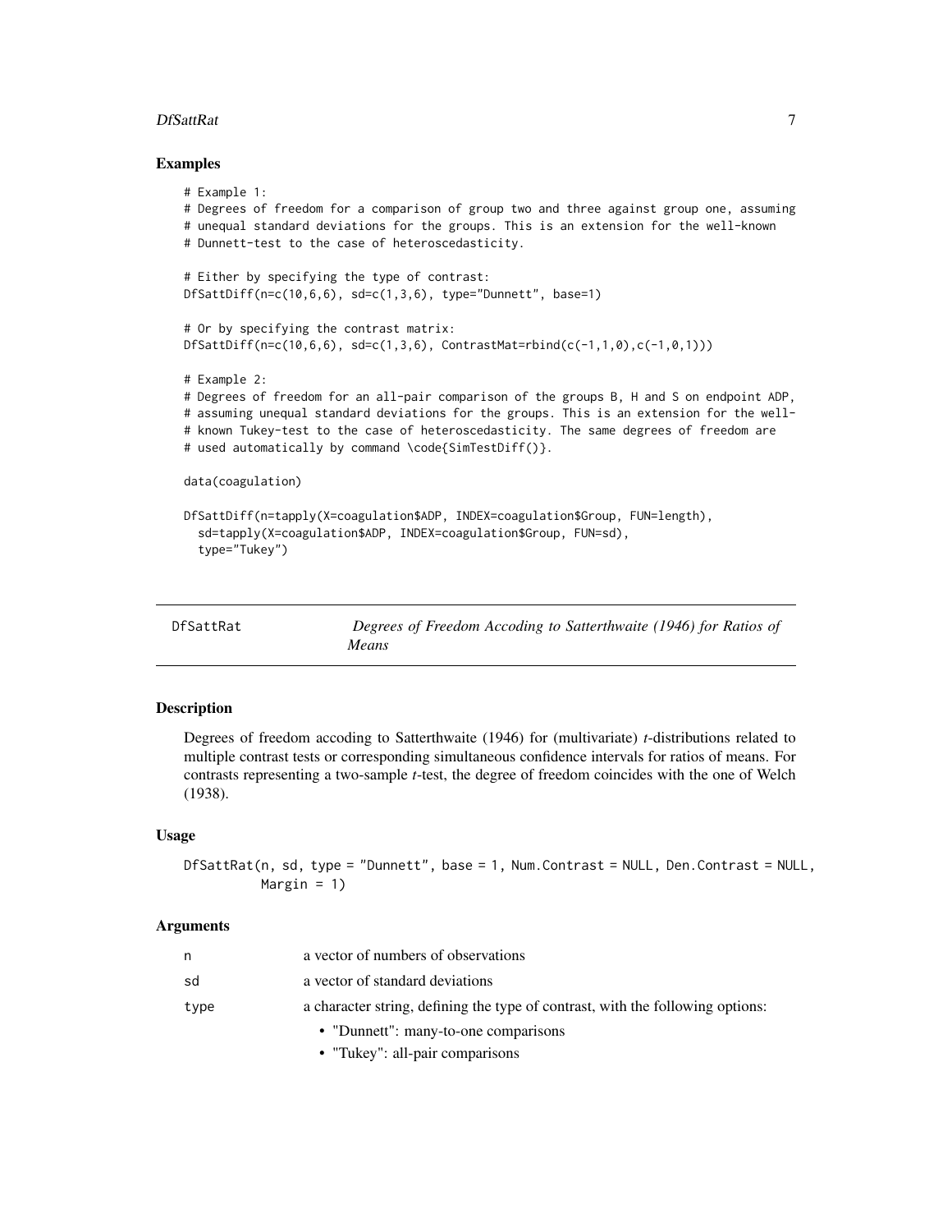### Examples

```
# Example 1:
# Degrees of freedom for a comparison of group two and three against group one, assuming
# unequal standard deviations for the groups. This is an extension for the well-known
# Dunnett-test to the case of heteroscedasticity.

# Either by specifying the type of contrast:
DfSattDiff(n=c(10,6,6), sd=c(1,3,6), type="Dunnett", base=1)

# Or by specifying the contrast matrix:
DfSattDiff(n=c(10,6,6), sd=c(1,3,6), ContrastMat=rbind(c(-1,1,0),c(-1,0,1)))

# Example 2:
# Degrees of freedom for an all-pair comparison of the groups B, H and S on endpoint ADP,
# assuming unequal standard deviations for the groups. This is an extension for the well-
# known Tukey-test to the case of heteroscedasticity. The same degrees of freedom are
# used automatically by command \code{SimTestDiff()}.

data(coagulation)

DfSattDiff(n=tapply(X=coagulation$ADP, INDEX=coagulation$Group, FUN=length),
  sd=tapply(X=coagulation$ADP, INDEX=coagulation$Group, FUN=sd),
  type="Tukey")
```

---

## DfSattRat — *Degrees of Freedom Accoding to Satterthwaite (1946) for Ratios of Means*

### Description

Degrees of freedom accoding to Satterthwaite (1946) for (multivariate) *t*-distributions related to multiple contrast tests or corresponding simultaneous confidence intervals for ratios of means. For contrasts representing a two-sample *t*-test, the degree of freedom coincides with the one of Welch (1938).

### Usage

```
DfSattRat(n, sd, type = "Dunnett", base = 1, Num.Contrast = NULL, Den.Contrast = NULL,
          Margin = 1)
```

### Arguments

| | |
|---|---|
| n | a vector of numbers of observations |
| sd | a vector of standard deviations |
| type | a character string, defining the type of contrast, with the following options:<br>• "Dunnett": many-to-one comparisons<br>• "Tukey": all-pair comparisons |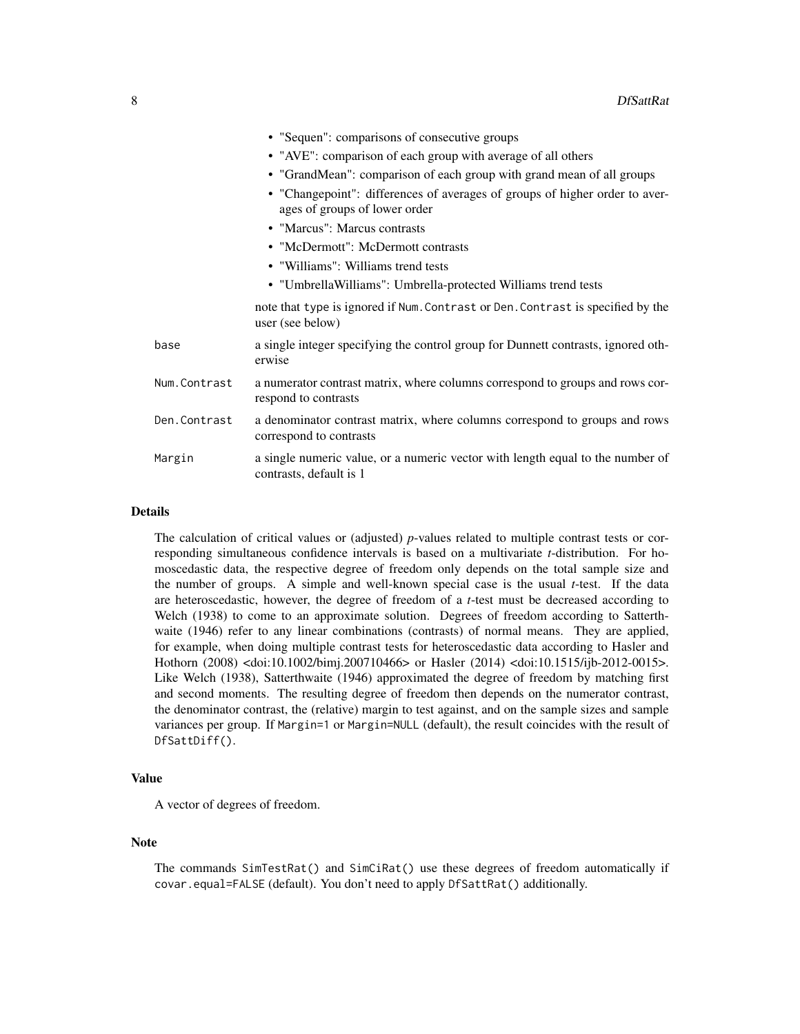- "Sequen": comparisons of consecutive groups
- "AVE": comparison of each group with average of all others
- "GrandMean": comparison of each group with grand mean of all groups
- "Changepoint": differences of averages of groups of higher order to averages of groups of lower order
- "Marcus": Marcus contrasts
- "McDermott": McDermott contrasts
- "Williams": Williams trend tests
- "UmbrellaWilliams": Umbrella-protected Williams trend tests

note that `type` is ignored if `Num.Contrast` or `Den.Contrast` is specified by the user (see below)

| | |
|---|---|
| `base` | a single integer specifying the control group for Dunnett contrasts, ignored otherwise |
| `Num.Contrast` | a numerator contrast matrix, where columns correspond to groups and rows correspond to contrasts |
| `Den.Contrast` | a denominator contrast matrix, where columns correspond to groups and rows correspond to contrasts |
| `Margin` | a single numeric value, or a numeric vector with length equal to the number of contrasts, default is 1 |

## Details

The calculation of critical values or (adjusted) *p*-values related to multiple contrast tests or corresponding simultaneous confidence intervals is based on a multivariate *t*-distribution. For homoscedastic data, the respective degree of freedom only depends on the total sample size and the number of groups. A simple and well-known special case is the usual *t*-test. If the data are heteroscedastic, however, the degree of freedom of a *t*-test must be decreased according to Welch (1938) to come to an approximate solution. Degrees of freedom according to Satterthwaite (1946) refer to any linear combinations (contrasts) of normal means. They are applied, for example, when doing multiple contrast tests for heteroscedastic data according to Hasler and Hothorn (2008) <doi:10.1002/bimj.200710466> or Hasler (2014) <doi:10.1515/ijb-2012-0015>. Like Welch (1938), Satterthwaite (1946) approximated the degree of freedom by matching first and second moments. The resulting degree of freedom then depends on the numerator contrast, the denominator contrast, the (relative) margin to test against, and on the sample sizes and sample variances per group. If `Margin=1` or `Margin=NULL` (default), the result coincides with the result of `DfSattDiff()`.

## Value

A vector of degrees of freedom.

## Note

The commands `SimTestRat()` and `SimCiRat()` use these degrees of freedom automatically if `covar.equal=FALSE` (default). You don't need to apply `DfSattRat()` additionally.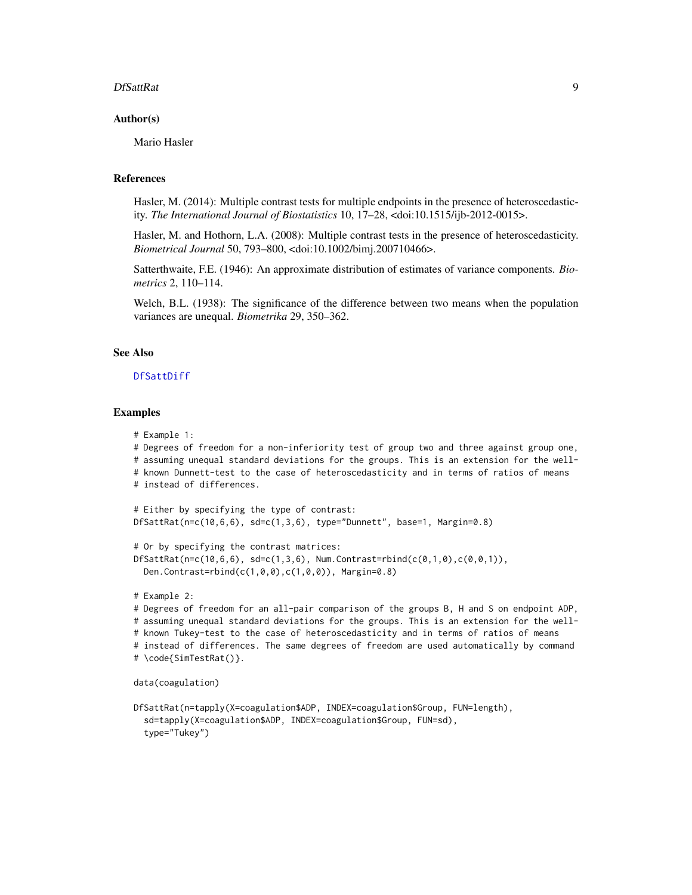### Author(s)

Mario Hasler

### References

Hasler, M. (2014): Multiple contrast tests for multiple endpoints in the presence of heteroscedasticity. *The International Journal of Biostatistics* 10, 17–28, <doi:10.1515/ijb-2012-0015>.

Hasler, M. and Hothorn, L.A. (2008): Multiple contrast tests in the presence of heteroscedasticity. *Biometrical Journal* 50, 793–800, <doi:10.1002/bimj.200710466>.

Satterthwaite, F.E. (1946): An approximate distribution of estimates of variance components. *Biometrics* 2, 110–114.

Welch, B.L. (1938): The significance of the difference between two means when the population variances are unequal. *Biometrika* 29, 350–362.

### See Also

DfSattDiff

### Examples

```
# Example 1:
# Degrees of freedom for a non-inferiority test of group two and three against group one,
# assuming unequal standard deviations for the groups. This is an extension for the well-
# known Dunnett-test to the case of heteroscedasticity and in terms of ratios of means
# instead of differences.

# Either by specifying the type of contrast:
DfSattRat(n=c(10,6,6), sd=c(1,3,6), type="Dunnett", base=1, Margin=0.8)

# Or by specifying the contrast matrices:
DfSattRat(n=c(10,6,6), sd=c(1,3,6), Num.Contrast=rbind(c(0,1,0),c(0,0,1)),
  Den.Contrast=rbind(c(1,0,0),c(1,0,0)), Margin=0.8)

# Example 2:
# Degrees of freedom for an all-pair comparison of the groups B, H and S on endpoint ADP,
# assuming unequal standard deviations for the groups. This is an extension for the well-
# known Tukey-test to the case of heteroscedasticity and in terms of ratios of means
# instead of differences. The same degrees of freedom are used automatically by command
# \code{SimTestRat()}.

data(coagulation)

DfSattRat(n=tapply(X=coagulation$ADP, INDEX=coagulation$Group, FUN=length),
  sd=tapply(X=coagulation$ADP, INDEX=coagulation$Group, FUN=sd),
  type="Tukey")
```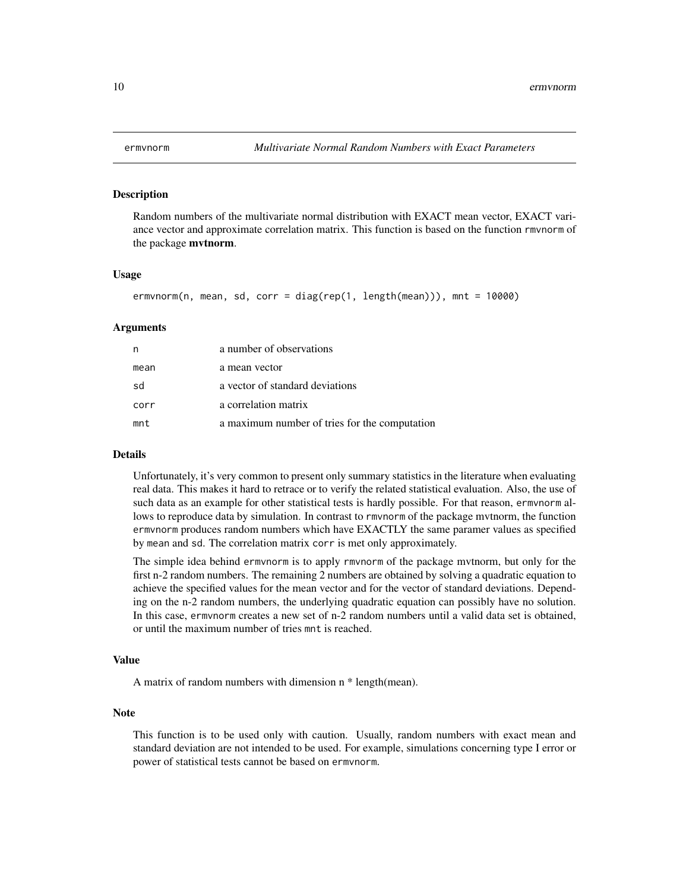## ermvnorm — *Multivariate Normal Random Numbers with Exact Parameters*

### Description

Random numbers of the multivariate normal distribution with EXACT mean vector, EXACT variance vector and approximate correlation matrix. This function is based on the function `rmvnorm` of the package **mvtnorm**.

### Usage

```
ermvnorm(n, mean, sd, corr = diag(rep(1, length(mean))), mnt = 10000)
```

### Arguments

| | |
|---|---|
| `n` | a number of observations |
| `mean` | a mean vector |
| `sd` | a vector of standard deviations |
| `corr` | a correlation matrix |
| `mnt` | a maximum number of tries for the computation |

### Details

Unfortunately, it's very common to present only summary statistics in the literature when evaluating real data. This makes it hard to retrace or to verify the related statistical evaluation. Also, the use of such data as an example for other statistical tests is hardly possible. For that reason, `ermvnorm` allows to reproduce data by simulation. In contrast to `rmvnorm` of the package mvtnorm, the function `ermvnorm` produces random numbers which have EXACTLY the same paramer values as specified by `mean` and `sd`. The correlation matrix `corr` is met only approximately.

The simple idea behind `ermvnorm` is to apply `rmvnorm` of the package mvtnorm, but only for the first n-2 random numbers. The remaining 2 numbers are obtained by solving a quadratic equation to achieve the specified values for the mean vector and for the vector of standard deviations. Depending on the n-2 random numbers, the underlying quadratic equation can possibly have no solution. In this case, `ermvnorm` creates a new set of n-2 random numbers until a valid data set is obtained, or until the maximum number of tries `mnt` is reached.

### Value

A matrix of random numbers with dimension n * length(mean).

### Note

This function is to be used only with caution. Usually, random numbers with exact mean and standard deviation are not intended to be used. For example, simulations concerning type I error or power of statistical tests cannot be based on `ermvnorm`.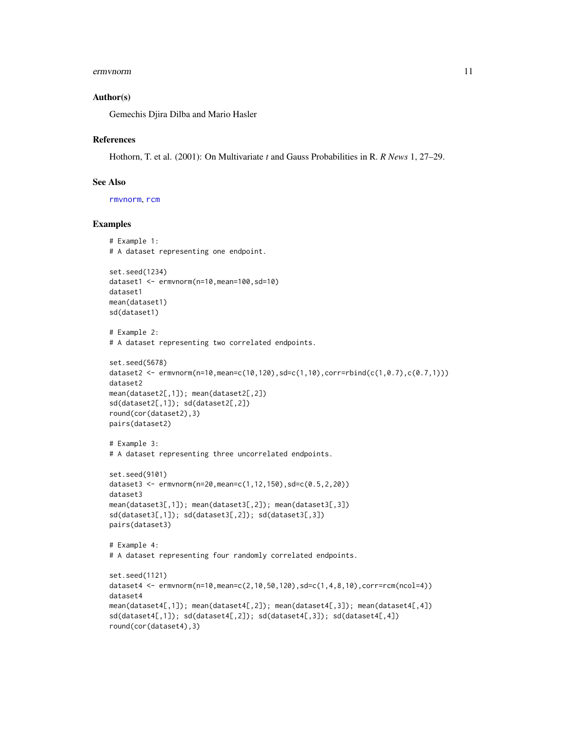## Author(s)

Gemechis Djira Dilba and Mario Hasler

## References

Hothorn, T. et al. (2001): On Multivariate *t* and Gauss Probabilities in R. *R News* 1, 27–29.

## See Also

rmvnorm, rcm

## Examples

```
# Example 1:
# A dataset representing one endpoint.

set.seed(1234)
dataset1 <- ermvnorm(n=10,mean=100,sd=10)
dataset1
mean(dataset1)
sd(dataset1)

# Example 2:
# A dataset representing two correlated endpoints.

set.seed(5678)
dataset2 <- ermvnorm(n=10,mean=c(10,120),sd=c(1,10),corr=rbind(c(1,0.7),c(0.7,1)))
dataset2
mean(dataset2[,1]); mean(dataset2[,2])
sd(dataset2[,1]); sd(dataset2[,2])
round(cor(dataset2),3)
pairs(dataset2)

# Example 3:
# A dataset representing three uncorrelated endpoints.

set.seed(9101)
dataset3 <- ermvnorm(n=20,mean=c(1,12,150),sd=c(0.5,2,20))
dataset3
mean(dataset3[,1]); mean(dataset3[,2]); mean(dataset3[,3])
sd(dataset3[,1]); sd(dataset3[,2]); sd(dataset3[,3])
pairs(dataset3)

# Example 4:
# A dataset representing four randomly correlated endpoints.

set.seed(1121)
dataset4 <- ermvnorm(n=10,mean=c(2,10,50,120),sd=c(1,4,8,10),corr=rcm(ncol=4))
dataset4
mean(dataset4[,1]); mean(dataset4[,2]); mean(dataset4[,3]); mean(dataset4[,4])
sd(dataset4[,1]); sd(dataset4[,2]); sd(dataset4[,3]); sd(dataset4[,4])
round(cor(dataset4),3)
```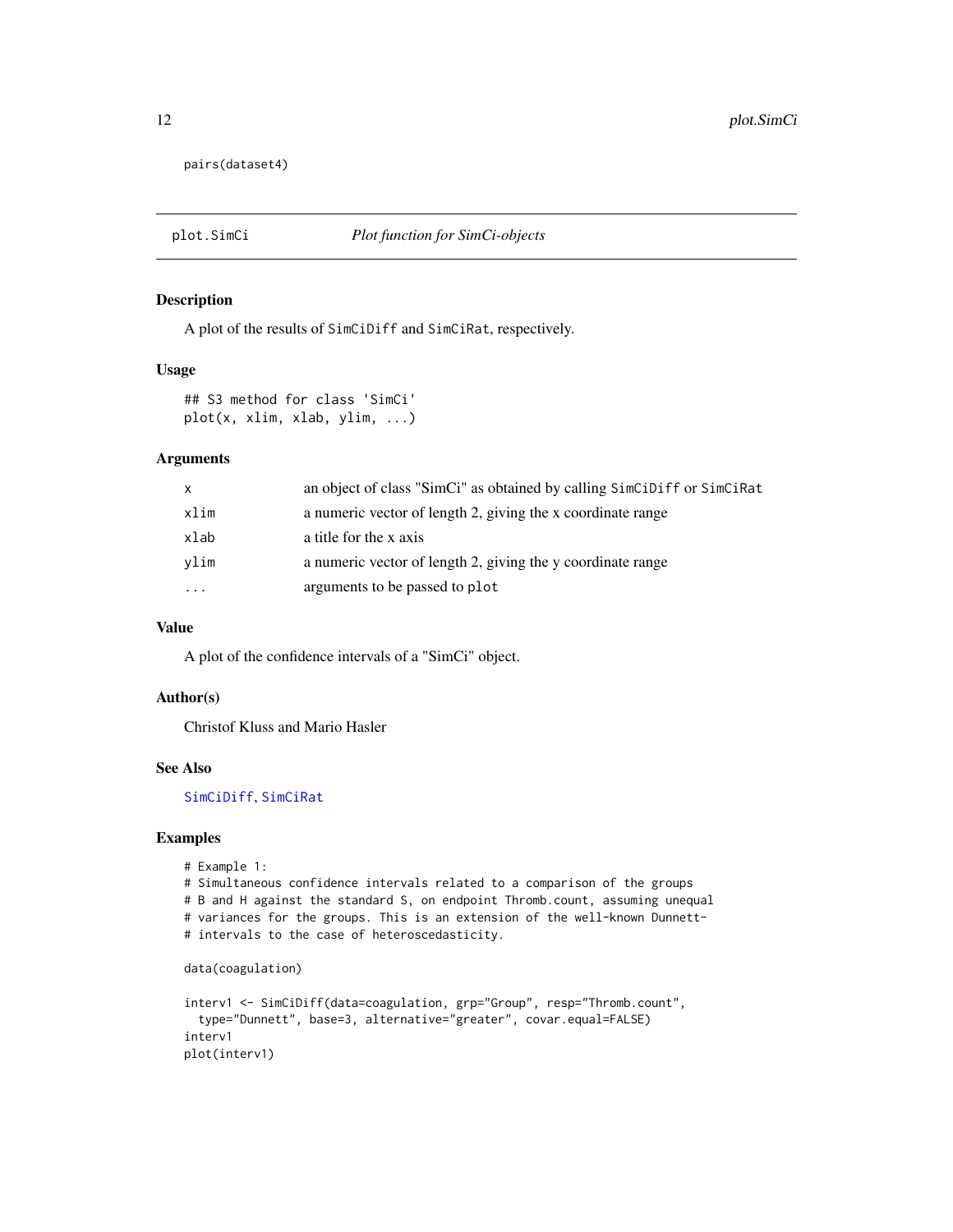```
pairs(dataset4)
```

## plot.SimCi — *Plot function for SimCi-objects*

### Description

A plot of the results of `SimCiDiff` and `SimCiRat`, respectively.

### Usage

```
## S3 method for class 'SimCi'
plot(x, xlim, xlab, ylim, ...)
```

### Arguments

| | |
|---|---|
| `x` | an object of class "SimCi" as obtained by calling `SimCiDiff` or `SimCiRat` |
| `xlim` | a numeric vector of length 2, giving the x coordinate range |
| `xlab` | a title for the x axis |
| `ylim` | a numeric vector of length 2, giving the y coordinate range |
| `...` | arguments to be passed to `plot` |

### Value

A plot of the confidence intervals of a "SimCi" object.

### Author(s)

Christof Kluss and Mario Hasler

### See Also

`SimCiDiff`, `SimCiRat`

### Examples

```
# Example 1:
# Simultaneous confidence intervals related to a comparison of the groups
# B and H against the standard S, on endpoint Thromb.count, assuming unequal
# variances for the groups. This is an extension of the well-known Dunnett-
# intervals to the case of heteroscedasticity.

data(coagulation)

interv1 <- SimCiDiff(data=coagulation, grp="Group", resp="Thromb.count",
  type="Dunnett", base=3, alternative="greater", covar.equal=FALSE)
interv1
plot(interv1)
```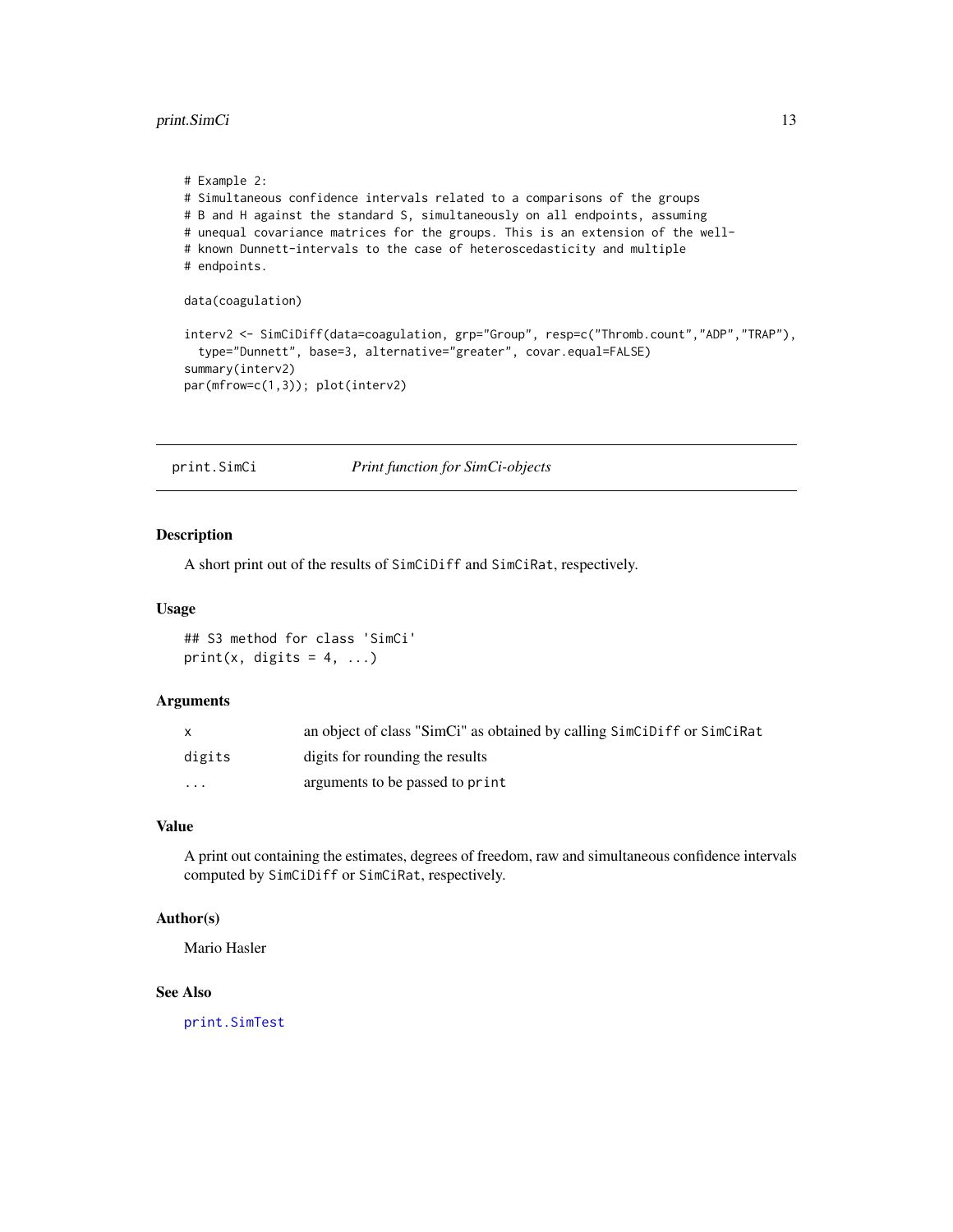```
# Example 2:
# Simultaneous confidence intervals related to a comparisons of the groups
# B and H against the standard S, simultaneously on all endpoints, assuming
# unequal covariance matrices for the groups. This is an extension of the well-
# known Dunnett-intervals to the case of heteroscedasticity and multiple
# endpoints.

data(coagulation)

interv2 <- SimCiDiff(data=coagulation, grp="Group", resp=c("Thromb.count","ADP","TRAP"),
  type="Dunnett", base=3, alternative="greater", covar.equal=FALSE)
summary(interv2)
par(mfrow=c(1,3)); plot(interv2)
```

---

## print.SimCi *Print function for SimCi-objects*

---

### Description

A short print out of the results of `SimCiDiff` and `SimCiRat`, respectively.

### Usage

```
## S3 method for class 'SimCi'
print(x, digits = 4, ...)
```

### Arguments

| | |
|---|---|
| `x` | an object of class "SimCi" as obtained by calling `SimCiDiff` or `SimCiRat` |
| `digits` | digits for rounding the results |
| `...` | arguments to be passed to `print` |

### Value

A print out containing the estimates, degrees of freedom, raw and simultaneous confidence intervals computed by `SimCiDiff` or `SimCiRat`, respectively.

### Author(s)

Mario Hasler

### See Also

`print.SimTest`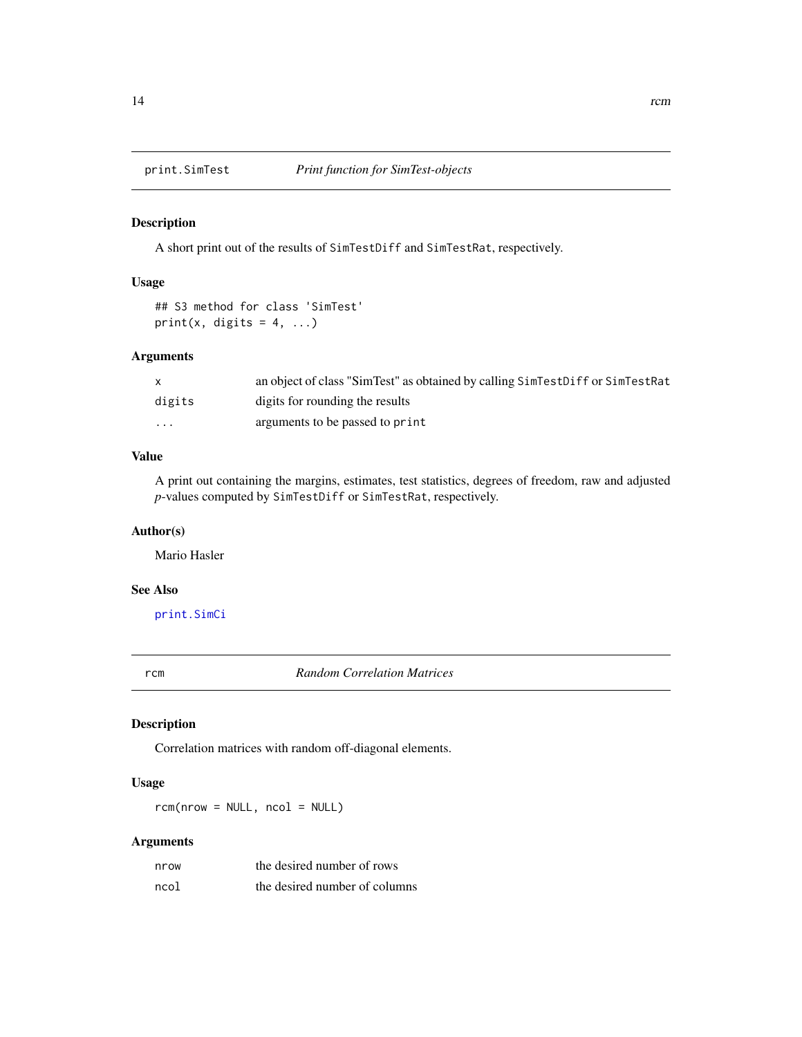## print.SimTest — *Print function for SimTest-objects*

### Description

A short print out of the results of `SimTestDiff` and `SimTestRat`, respectively.

### Usage

```
## S3 method for class 'SimTest'
print(x, digits = 4, ...)
```

### Arguments

| | |
|---|---|
| `x` | an object of class "SimTest" as obtained by calling `SimTestDiff` or `SimTestRat` |
| `digits` | digits for rounding the results |
| `...` | arguments to be passed to `print` |

### Value

A print out containing the margins, estimates, test statistics, degrees of freedom, raw and adjusted *p*-values computed by `SimTestDiff` or `SimTestRat`, respectively.

### Author(s)

Mario Hasler

### See Also

`print.SimCi`

## rcm — *Random Correlation Matrices*

### Description

Correlation matrices with random off-diagonal elements.

### Usage

```
rcm(nrow = NULL, ncol = NULL)
```

### Arguments

| | |
|---|---|
| `nrow` | the desired number of rows |
| `ncol` | the desired number of columns |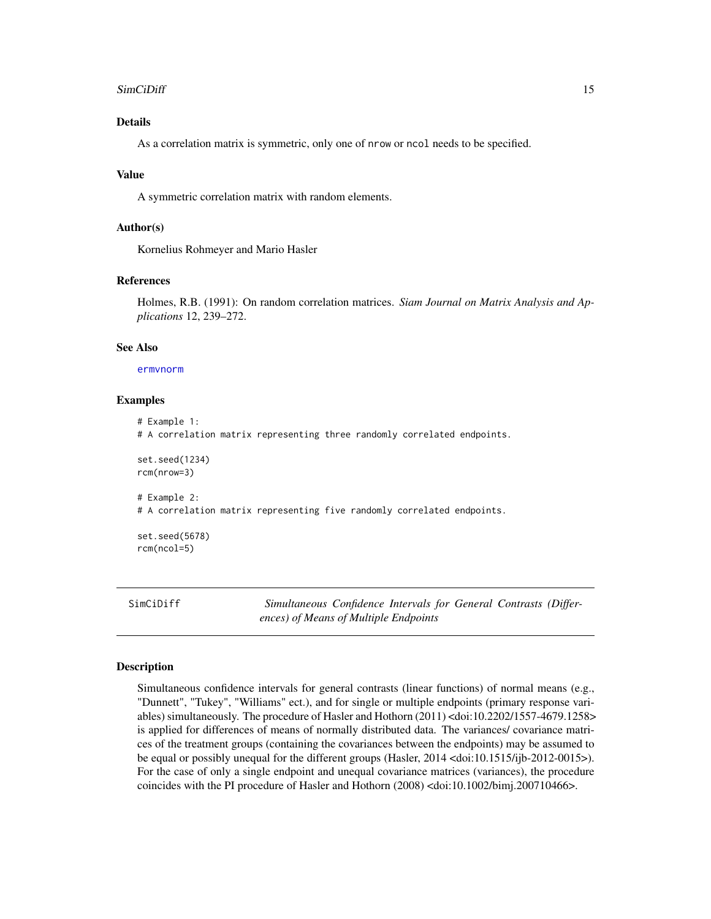### Details

As a correlation matrix is symmetric, only one of nrow or ncol needs to be specified.

### Value

A symmetric correlation matrix with random elements.

### Author(s)

Kornelius Rohmeyer and Mario Hasler

### References

Holmes, R.B. (1991): On random correlation matrices. *Siam Journal on Matrix Analysis and Applications* 12, 239–272.

### See Also

ermvnorm

### Examples

```
# Example 1:
# A correlation matrix representing three randomly correlated endpoints.

set.seed(1234)
rcm(nrow=3)

# Example 2:
# A correlation matrix representing five randomly correlated endpoints.

set.seed(5678)
rcm(ncol=5)
```

---

## SimCiDiff — *Simultaneous Confidence Intervals for General Contrasts (Differences) of Means of Multiple Endpoints*

### Description

Simultaneous confidence intervals for general contrasts (linear functions) of normal means (e.g., "Dunnett", "Tukey", "Williams" ect.), and for single or multiple endpoints (primary response variables) simultaneously. The procedure of Hasler and Hothorn (2011) <doi:10.2202/1557-4679.1258> is applied for differences of means of normally distributed data. The variances/ covariance matrices of the treatment groups (containing the covariances between the endpoints) may be assumed to be equal or possibly unequal for the different groups (Hasler, 2014 <doi:10.1515/ijb-2012-0015>). For the case of only a single endpoint and unequal covariance matrices (variances), the procedure coincides with the PI procedure of Hasler and Hothorn (2008) <doi:10.1002/bimj.200710466>.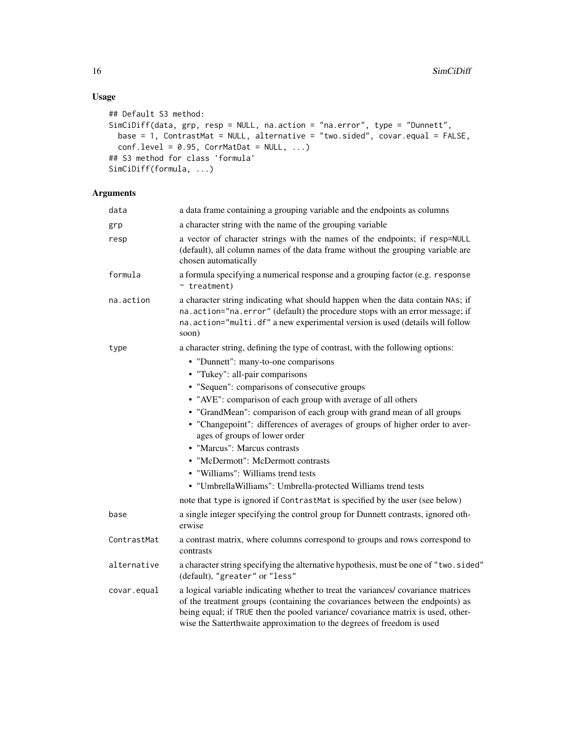## Usage

```
## Default S3 method:
SimCiDiff(data, grp, resp = NULL, na.action = "na.error", type = "Dunnett",
  base = 1, ContrastMat = NULL, alternative = "two.sided", covar.equal = FALSE,
  conf.level = 0.95, CorrMatDat = NULL, ...)
## S3 method for class 'formula'
SimCiDiff(formula, ...)
```

## Arguments

| | |
|---|---|
| `data` | a data frame containing a grouping variable and the endpoints as columns |
| `grp` | a character string with the name of the grouping variable |
| `resp` | a vector of character strings with the names of the endpoints; if `resp=NULL` (default), all column names of the data frame without the grouping variable are chosen automatically |
| `formula` | a formula specifying a numerical response and a grouping factor (e.g. `response ~ treatment`) |
| `na.action` | a character string indicating what should happen when the data contain `NA`s; if `na.action="na.error"` (default) the procedure stops with an error message; if `na.action="multi.df"` a new experimental version is used (details will follow soon) |
| `type` | a character string, defining the type of contrast, with the following options: <br>• "Dunnett": many-to-one comparisons <br>• "Tukey": all-pair comparisons <br>• "Sequen": comparisons of consecutive groups <br>• "AVE": comparison of each group with average of all others <br>• "GrandMean": comparison of each group with grand mean of all groups <br>• "Changepoint": differences of averages of groups of higher order to averages of groups of lower order <br>• "Marcus": Marcus contrasts <br>• "McDermott": McDermott contrasts <br>• "Williams": Williams trend tests <br>• "UmbrellaWilliams": Umbrella-protected Williams trend tests <br>note that `type` is ignored if `ContrastMat` is specified by the user (see below) |
| `base` | a single integer specifying the control group for Dunnett contrasts, ignored otherwise |
| `ContrastMat` | a contrast matrix, where columns correspond to groups and rows correspond to contrasts |
| `alternative` | a character string specifying the alternative hypothesis, must be one of `"two.sided"` (default), `"greater"` or `"less"` |
| `covar.equal` | a logical variable indicating whether to treat the variances/ covariance matrices of the treatment groups (containing the covariances between the endpoints) as being equal; if `TRUE` then the pooled variance/ covariance matrix is used, otherwise the Satterthwaite approximation to the degrees of freedom is used |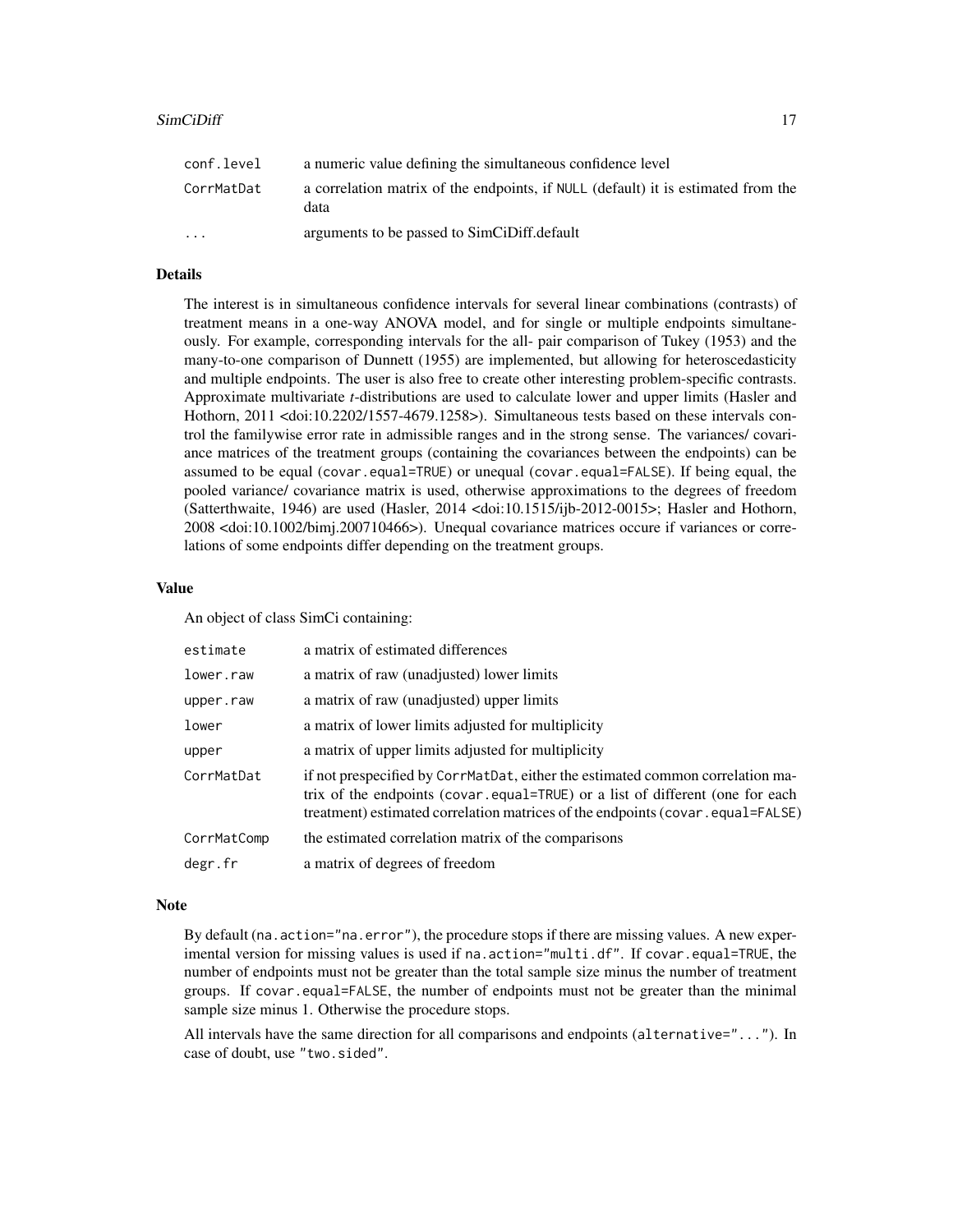| | |
|---|---|
| conf.level | a numeric value defining the simultaneous confidence level |
| CorrMatDat | a correlation matrix of the endpoints, if NULL (default) it is estimated from the data |
| ... | arguments to be passed to SimCiDiff.default |

### Details

The interest is in simultaneous confidence intervals for several linear combinations (contrasts) of treatment means in a one-way ANOVA model, and for single or multiple endpoints simultaneously. For example, corresponding intervals for the all- pair comparison of Tukey (1953) and the many-to-one comparison of Dunnett (1955) are implemented, but allowing for heteroscedasticity and multiple endpoints. The user is also free to create other interesting problem-specific contrasts. Approximate multivariate *t*-distributions are used to calculate lower and upper limits (Hasler and Hothorn, 2011 <doi:10.2202/1557-4679.1258>). Simultaneous tests based on these intervals control the familywise error rate in admissible ranges and in the strong sense. The variances/ covariance matrices of the treatment groups (containing the covariances between the endpoints) can be assumed to be equal (`covar.equal=TRUE`) or unequal (`covar.equal=FALSE`). If being equal, the pooled variance/ covariance matrix is used, otherwise approximations to the degrees of freedom (Satterthwaite, 1946) are used (Hasler, 2014 <doi:10.1515/ijb-2012-0015>; Hasler and Hothorn, 2008 <doi:10.1002/bimj.200710466>). Unequal covariance matrices occure if variances or correlations of some endpoints differ depending on the treatment groups.

### Value

An object of class SimCi containing:

| | |
|---|---|
| estimate | a matrix of estimated differences |
| lower.raw | a matrix of raw (unadjusted) lower limits |
| upper.raw | a matrix of raw (unadjusted) upper limits |
| lower | a matrix of lower limits adjusted for multiplicity |
| upper | a matrix of upper limits adjusted for multiplicity |
| CorrMatDat | if not prespecified by CorrMatDat, either the estimated common correlation matrix of the endpoints (covar.equal=TRUE) or a list of different (one for each treatment) estimated correlation matrices of the endpoints (covar.equal=FALSE) |
| CorrMatComp | the estimated correlation matrix of the comparisons |
| degr.fr | a matrix of degrees of freedom |

### Note

By default (`na.action="na.error"`), the procedure stops if there are missing values. A new experimental version for missing values is used if `na.action="multi.df"`. If `covar.equal=TRUE`, the number of endpoints must not be greater than the total sample size minus the number of treatment groups. If `covar.equal=FALSE`, the number of endpoints must not be greater than the minimal sample size minus 1. Otherwise the procedure stops.

All intervals have the same direction for all comparisons and endpoints (`alternative="..."`). In case of doubt, use `"two.sided"`.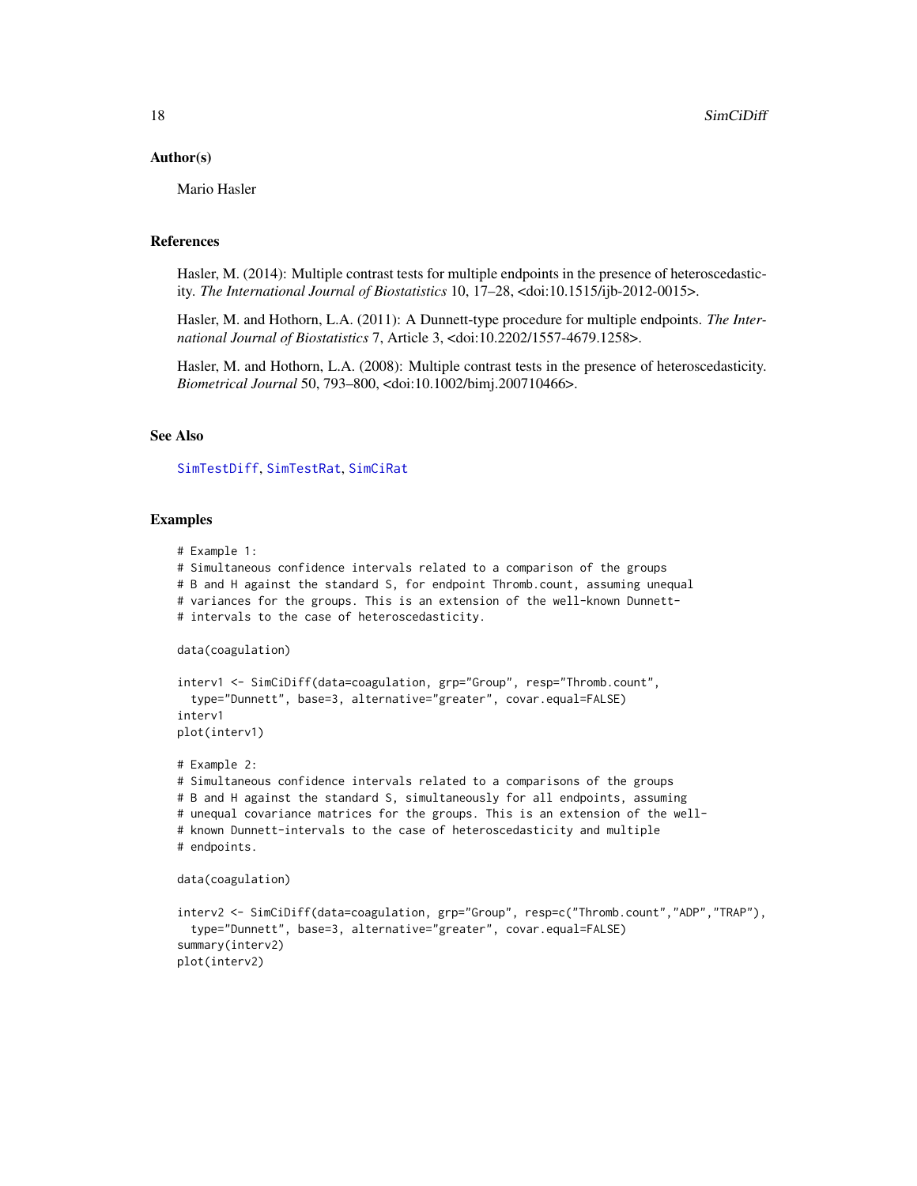## Author(s)

Mario Hasler

## References

Hasler, M. (2014): Multiple contrast tests for multiple endpoints in the presence of heteroscedasticity. *The International Journal of Biostatistics* 10, 17–28, <doi:10.1515/ijb-2012-0015>.

Hasler, M. and Hothorn, L.A. (2011): A Dunnett-type procedure for multiple endpoints. *The International Journal of Biostatistics* 7, Article 3, <doi:10.2202/1557-4679.1258>.

Hasler, M. and Hothorn, L.A. (2008): Multiple contrast tests in the presence of heteroscedasticity. *Biometrical Journal* 50, 793–800, <doi:10.1002/bimj.200710466>.

## See Also

SimTestDiff, SimTestRat, SimCiRat

## Examples

```
# Example 1:
# Simultaneous confidence intervals related to a comparison of the groups
# B and H against the standard S, for endpoint Thromb.count, assuming unequal
# variances for the groups. This is an extension of the well-known Dunnett-
# intervals to the case of heteroscedasticity.

data(coagulation)

interv1 <- SimCiDiff(data=coagulation, grp="Group", resp="Thromb.count",
  type="Dunnett", base=3, alternative="greater", covar.equal=FALSE)
interv1
plot(interv1)

# Example 2:
# Simultaneous confidence intervals related to a comparisons of the groups
# B and H against the standard S, simultaneously for all endpoints, assuming
# unequal covariance matrices for the groups. This is an extension of the well-
# known Dunnett-intervals to the case of heteroscedasticity and multiple
# endpoints.

data(coagulation)

interv2 <- SimCiDiff(data=coagulation, grp="Group", resp=c("Thromb.count","ADP","TRAP"),
  type="Dunnett", base=3, alternative="greater", covar.equal=FALSE)
summary(interv2)
plot(interv2)
```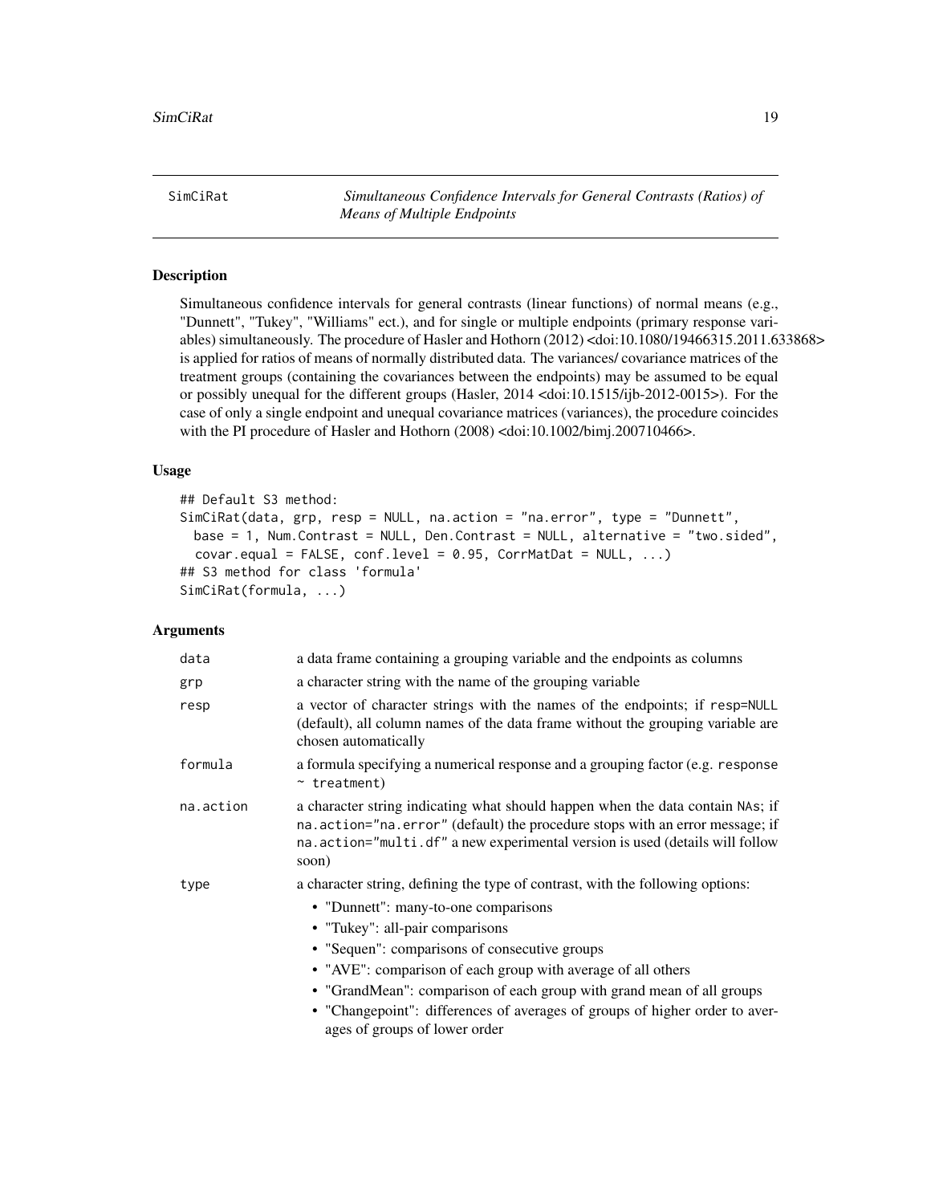# SimCiRat — *Simultaneous Confidence Intervals for General Contrasts (Ratios) of Means of Multiple Endpoints*

## Description

Simultaneous confidence intervals for general contrasts (linear functions) of normal means (e.g., "Dunnett", "Tukey", "Williams" ect.), and for single or multiple endpoints (primary response variables) simultaneously. The procedure of Hasler and Hothorn (2012) <doi:10.1080/19466315.2011.633868> is applied for ratios of means of normally distributed data. The variances/ covariance matrices of the treatment groups (containing the covariances between the endpoints) may be assumed to be equal or possibly unequal for the different groups (Hasler, 2014 <doi:10.1515/ijb-2012-0015>). For the case of only a single endpoint and unequal covariance matrices (variances), the procedure coincides with the PI procedure of Hasler and Hothorn (2008) <doi:10.1002/bimj.200710466>.

## Usage

```
## Default S3 method:
SimCiRat(data, grp, resp = NULL, na.action = "na.error", type = "Dunnett",
  base = 1, Num.Contrast = NULL, Den.Contrast = NULL, alternative = "two.sided",
  covar.equal = FALSE, conf.level = 0.95, CorrMatDat = NULL, ...)
## S3 method for class 'formula'
SimCiRat(formula, ...)
```

## Arguments

| | |
|---|---|
| `data` | a data frame containing a grouping variable and the endpoints as columns |
| `grp` | a character string with the name of the grouping variable |
| `resp` | a vector of character strings with the names of the endpoints; if `resp=NULL` (default), all column names of the data frame without the grouping variable are chosen automatically |
| `formula` | a formula specifying a numerical response and a grouping factor (e.g. `response ~ treatment`) |
| `na.action` | a character string indicating what should happen when the data contain `NA`s; if `na.action="na.error"` (default) the procedure stops with an error message; if `na.action="multi.df"` a new experimental version is used (details will follow soon) |
| `type` | a character string, defining the type of contrast, with the following options:<br>• "Dunnett": many-to-one comparisons<br>• "Tukey": all-pair comparisons<br>• "Sequen": comparisons of consecutive groups<br>• "AVE": comparison of each group with average of all others<br>• "GrandMean": comparison of each group with grand mean of all groups<br>• "Changepoint": differences of averages of groups of higher order to averages of groups of lower order |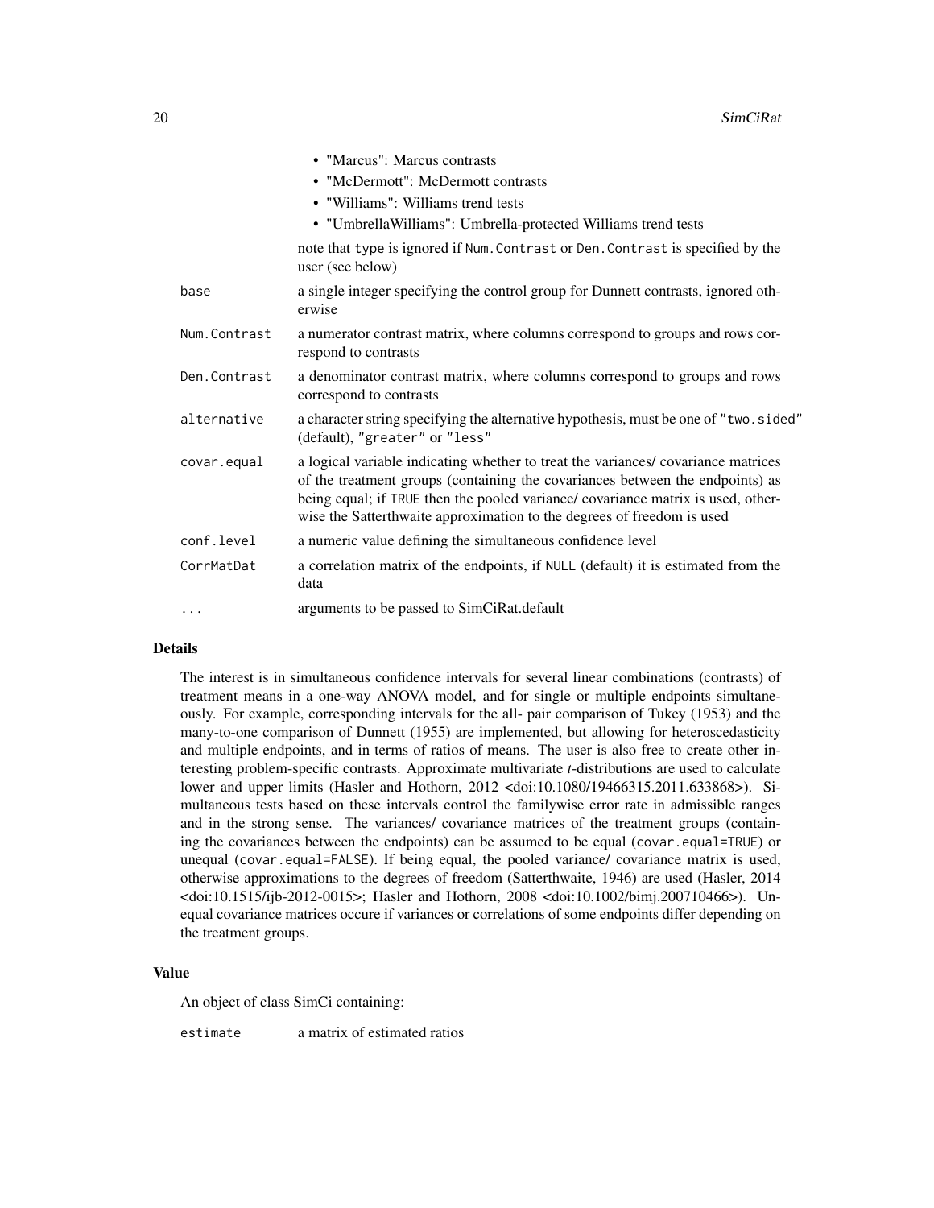- "Marcus": Marcus contrasts
- "McDermott": McDermott contrasts
- "Williams": Williams trend tests
- "UmbrellaWilliams": Umbrella-protected Williams trend tests

note that type is ignored if `Num.Contrast` or `Den.Contrast` is specified by the user (see below)

| | |
|---|---|
| `base` | a single integer specifying the control group for Dunnett contrasts, ignored otherwise |
| `Num.Contrast` | a numerator contrast matrix, where columns correspond to groups and rows correspond to contrasts |
| `Den.Contrast` | a denominator contrast matrix, where columns correspond to groups and rows correspond to contrasts |
| `alternative` | a character string specifying the alternative hypothesis, must be one of `"two.sided"` (default), `"greater"` or `"less"` |
| `covar.equal` | a logical variable indicating whether to treat the variances/ covariance matrices of the treatment groups (containing the covariances between the endpoints) as being equal; if `TRUE` then the pooled variance/ covariance matrix is used, otherwise the Satterthwaite approximation to the degrees of freedom is used |
| `conf.level` | a numeric value defining the simultaneous confidence level |
| `CorrMatDat` | a correlation matrix of the endpoints, if `NULL` (default) it is estimated from the data |
| `...` | arguments to be passed to SimCiRat.default |

## Details

The interest is in simultaneous confidence intervals for several linear combinations (contrasts) of treatment means in a one-way ANOVA model, and for single or multiple endpoints simultaneously. For example, corresponding intervals for the all- pair comparison of Tukey (1953) and the many-to-one comparison of Dunnett (1955) are implemented, but allowing for heteroscedasticity and multiple endpoints, and in terms of ratios of means. The user is also free to create other interesting problem-specific contrasts. Approximate multivariate *t*-distributions are used to calculate lower and upper limits (Hasler and Hothorn, 2012 <doi:10.1080/19466315.2011.633868>). Simultaneous tests based on these intervals control the familywise error rate in admissible ranges and in the strong sense. The variances/ covariance matrices of the treatment groups (containing the covariances between the endpoints) can be assumed to be equal (`covar.equal=TRUE`) or unequal (`covar.equal=FALSE`). If being equal, the pooled variance/ covariance matrix is used, otherwise approximations to the degrees of freedom (Satterthwaite, 1946) are used (Hasler, 2014 <doi:10.1515/ijb-2012-0015>; Hasler and Hothorn, 2008 <doi:10.1002/bimj.200710466>). Unequal covariance matrices occure if variances or correlations of some endpoints differ depending on the treatment groups.

## Value

An object of class SimCi containing:

| | |
|---|---|
| `estimate` | a matrix of estimated ratios |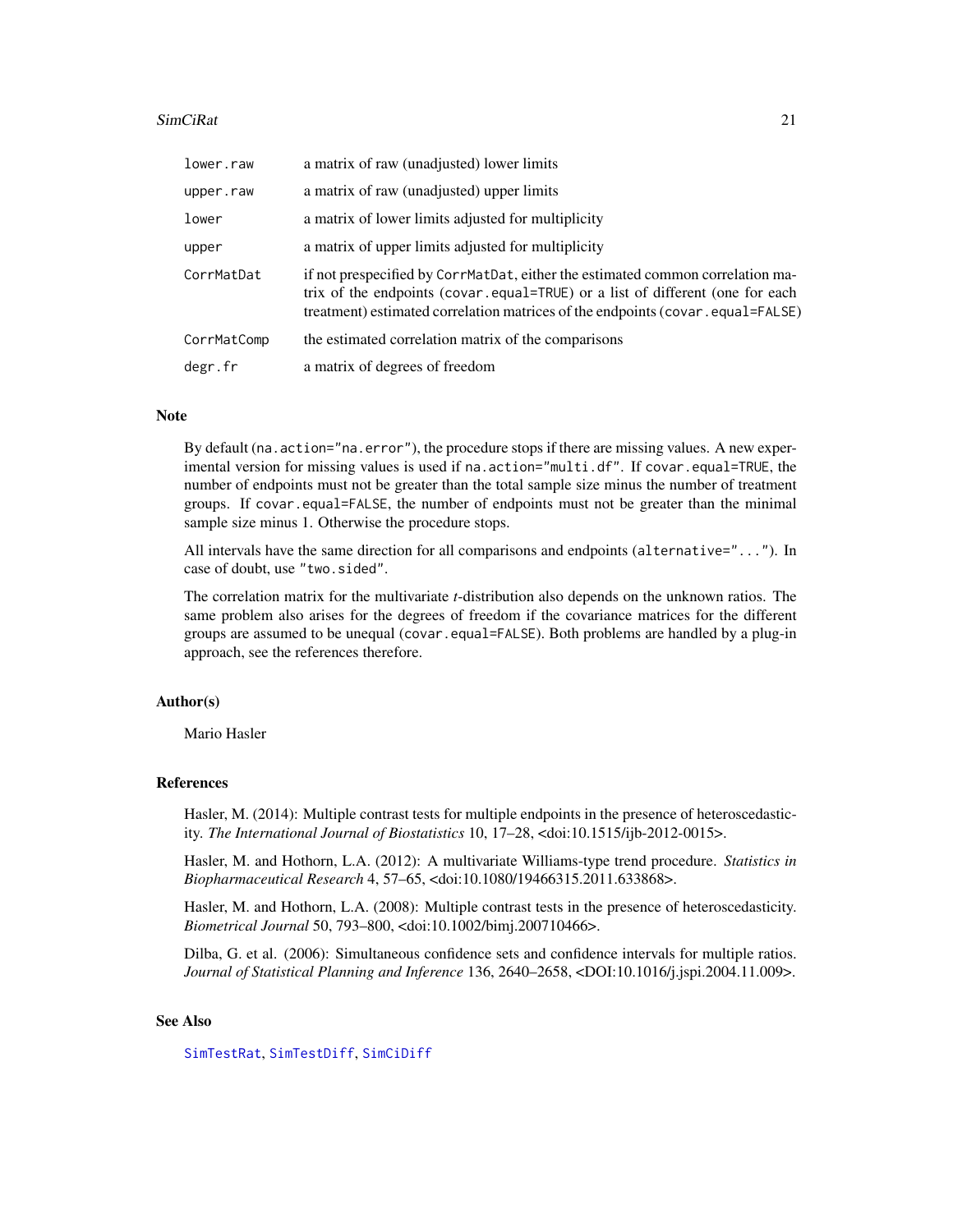| | |
|---|---|
| `lower.raw` | a matrix of raw (unadjusted) lower limits |
| `upper.raw` | a matrix of raw (unadjusted) upper limits |
| `lower` | a matrix of lower limits adjusted for multiplicity |
| `upper` | a matrix of upper limits adjusted for multiplicity |
| `CorrMatDat` | if not prespecified by `CorrMatDat`, either the estimated common correlation matrix of the endpoints (`covar.equal=TRUE`) or a list of different (one for each treatment) estimated correlation matrices of the endpoints (`covar.equal=FALSE`) |
| `CorrMatComp` | the estimated correlation matrix of the comparisons |
| `degr.fr` | a matrix of degrees of freedom |

## Note

By default (`na.action="na.error"`), the procedure stops if there are missing values. A new experimental version for missing values is used if `na.action="multi.df"`. If `covar.equal=TRUE`, the number of endpoints must not be greater than the total sample size minus the number of treatment groups. If `covar.equal=FALSE`, the number of endpoints must not be greater than the minimal sample size minus 1. Otherwise the procedure stops.

All intervals have the same direction for all comparisons and endpoints (`alternative="..."`). In case of doubt, use `"two.sided"`.

The correlation matrix for the multivariate *t*-distribution also depends on the unknown ratios. The same problem also arises for the degrees of freedom if the covariance matrices for the different groups are assumed to be unequal (`covar.equal=FALSE`). Both problems are handled by a plug-in approach, see the references therefore.

## Author(s)

Mario Hasler

## References

Hasler, M. (2014): Multiple contrast tests for multiple endpoints in the presence of heteroscedasticity. *The International Journal of Biostatistics* 10, 17–28, <doi:10.1515/ijb-2012-0015>.

Hasler, M. and Hothorn, L.A. (2012): A multivariate Williams-type trend procedure. *Statistics in Biopharmaceutical Research* 4, 57–65, <doi:10.1080/19466315.2011.633868>.

Hasler, M. and Hothorn, L.A. (2008): Multiple contrast tests in the presence of heteroscedasticity. *Biometrical Journal* 50, 793–800, <doi:10.1002/bimj.200710466>.

Dilba, G. et al. (2006): Simultaneous confidence sets and confidence intervals for multiple ratios. *Journal of Statistical Planning and Inference* 136, 2640–2658, <DOI:10.1016/j.jspi.2004.11.009>.

## See Also

`SimTestRat`, `SimTestDiff`, `SimCiDiff`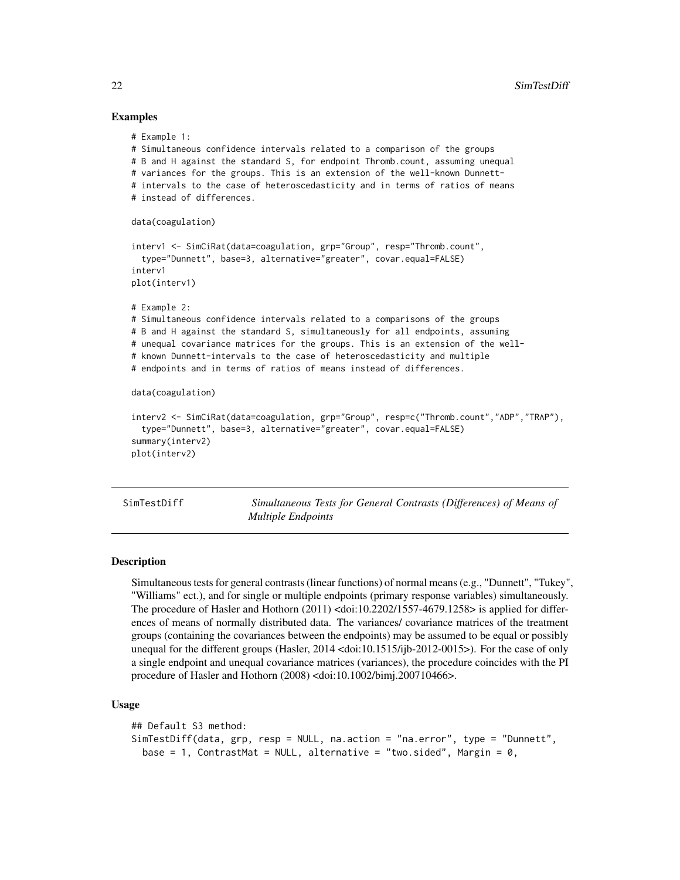## Examples

```
# Example 1:
# Simultaneous confidence intervals related to a comparison of the groups
# B and H against the standard S, for endpoint Thromb.count, assuming unequal
# variances for the groups. This is an extension of the well-known Dunnett-
# intervals to the case of heteroscedasticity and in terms of ratios of means
# instead of differences.

data(coagulation)

interv1 <- SimCiRat(data=coagulation, grp="Group", resp="Thromb.count",
  type="Dunnett", base=3, alternative="greater", covar.equal=FALSE)
interv1
plot(interv1)

# Example 2:
# Simultaneous confidence intervals related to a comparisons of the groups
# B and H against the standard S, simultaneously for all endpoints, assuming
# unequal covariance matrices for the groups. This is an extension of the well-
# known Dunnett-intervals to the case of heteroscedasticity and multiple
# endpoints and in terms of ratios of means instead of differences.

data(coagulation)

interv2 <- SimCiRat(data=coagulation, grp="Group", resp=c("Thromb.count","ADP","TRAP"),
  type="Dunnett", base=3, alternative="greater", covar.equal=FALSE)
summary(interv2)
plot(interv2)
```

---

## SimTestDiff — *Simultaneous Tests for General Contrasts (Differences) of Means of Multiple Endpoints*

---

### Description

Simultaneous tests for general contrasts (linear functions) of normal means (e.g., "Dunnett", "Tukey", "Williams" ect.), and for single or multiple endpoints (primary response variables) simultaneously. The procedure of Hasler and Hothorn (2011) <doi:10.2202/1557-4679.1258> is applied for differences of means of normally distributed data. The variances/ covariance matrices of the treatment groups (containing the covariances between the endpoints) may be assumed to be equal or possibly unequal for the different groups (Hasler, 2014 <doi:10.1515/ijb-2012-0015>). For the case of only a single endpoint and unequal covariance matrices (variances), the procedure coincides with the PI procedure of Hasler and Hothorn (2008) <doi:10.1002/bimj.200710466>.

### Usage

```
## Default S3 method:
SimTestDiff(data, grp, resp = NULL, na.action = "na.error", type = "Dunnett",
  base = 1, ContrastMat = NULL, alternative = "two.sided", Margin = 0,
```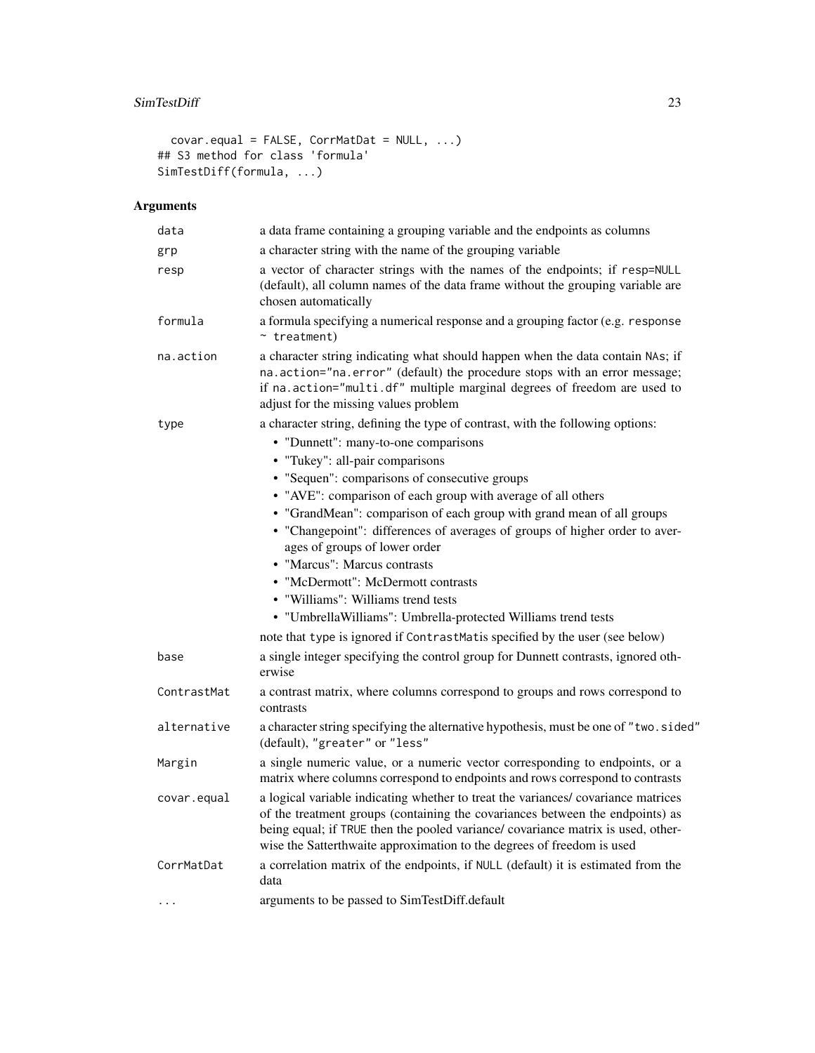```
  covar.equal = FALSE, CorrMatDat = NULL, ...)
## S3 method for class 'formula'
SimTestDiff(formula, ...)
```

## Arguments

| | |
|---|---|
| `data` | a data frame containing a grouping variable and the endpoints as columns |
| `grp` | a character string with the name of the grouping variable |
| `resp` | a vector of character strings with the names of the endpoints; if `resp=NULL` (default), all column names of the data frame without the grouping variable are chosen automatically |
| `formula` | a formula specifying a numerical response and a grouping factor (e.g. `response ~ treatment`) |
| `na.action` | a character string indicating what should happen when the data contain `NA`s; if `na.action="na.error"` (default) the procedure stops with an error message; if `na.action="multi.df"` multiple marginal degrees of freedom are used to adjust for the missing values problem |
| `type` | a character string, defining the type of contrast, with the following options: <br>• "Dunnett": many-to-one comparisons <br>• "Tukey": all-pair comparisons <br>• "Sequen": comparisons of consecutive groups <br>• "AVE": comparison of each group with average of all others <br>• "GrandMean": comparison of each group with grand mean of all groups <br>• "Changepoint": differences of averages of groups of higher order to averages of groups of lower order <br>• "Marcus": Marcus contrasts <br>• "McDermott": McDermott contrasts <br>• "Williams": Williams trend tests <br>• "UmbrellaWilliams": Umbrella-protected Williams trend tests <br>note that `type` is ignored if `ContrastMat`is specified by the user (see below) |
| `base` | a single integer specifying the control group for Dunnett contrasts, ignored otherwise |
| `ContrastMat` | a contrast matrix, where columns correspond to groups and rows correspond to contrasts |
| `alternative` | a character string specifying the alternative hypothesis, must be one of `"two.sided"` (default), `"greater"` or `"less"` |
| `Margin` | a single numeric value, or a numeric vector corresponding to endpoints, or a matrix where columns correspond to endpoints and rows correspond to contrasts |
| `covar.equal` | a logical variable indicating whether to treat the variances/ covariance matrices of the treatment groups (containing the covariances between the endpoints) as being equal; if `TRUE` then the pooled variance/ covariance matrix is used, otherwise the Satterthwaite approximation to the degrees of freedom is used |
| `CorrMatDat` | a correlation matrix of the endpoints, if `NULL` (default) it is estimated from the data |
| `...` | arguments to be passed to SimTestDiff.default |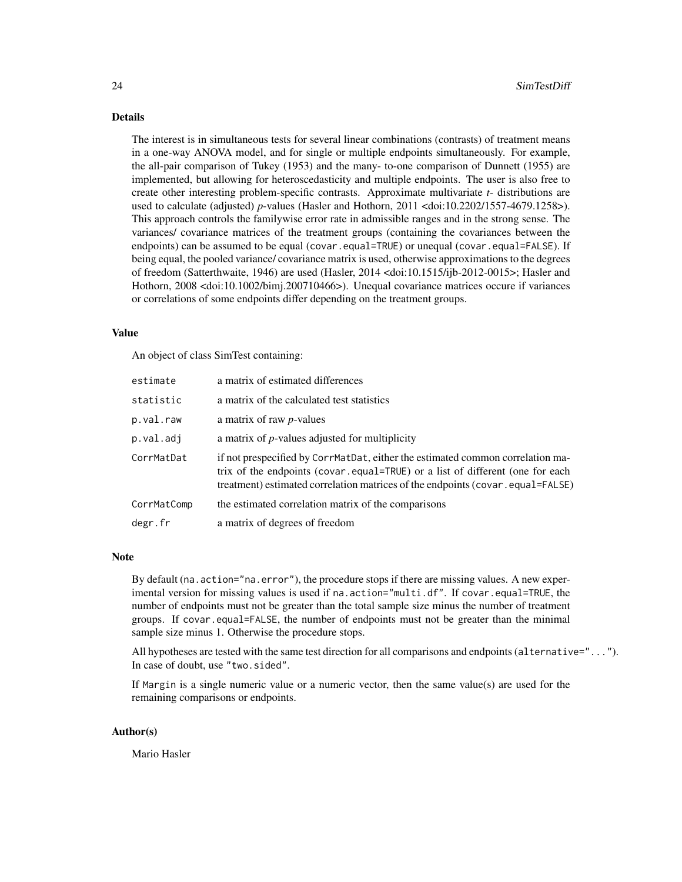## Details

The interest is in simultaneous tests for several linear combinations (contrasts) of treatment means in a one-way ANOVA model, and for single or multiple endpoints simultaneously. For example, the all-pair comparison of Tukey (1953) and the many- to-one comparison of Dunnett (1955) are implemented, but allowing for heteroscedasticity and multiple endpoints. The user is also free to create other interesting problem-specific contrasts. Approximate multivariate *t*- distributions are used to calculate (adjusted) *p*-values (Hasler and Hothorn, 2011 <doi:10.2202/1557-4679.1258>). This approach controls the familywise error rate in admissible ranges and in the strong sense. The variances/ covariance matrices of the treatment groups (containing the covariances between the endpoints) can be assumed to be equal (`covar.equal=TRUE`) or unequal (`covar.equal=FALSE`). If being equal, the pooled variance/ covariance matrix is used, otherwise approximations to the degrees of freedom (Satterthwaite, 1946) are used (Hasler, 2014 <doi:10.1515/ijb-2012-0015>; Hasler and Hothorn, 2008 <doi:10.1002/bimj.200710466>). Unequal covariance matrices occure if variances or correlations of some endpoints differ depending on the treatment groups.

## Value

An object of class SimTest containing:

| | |
|---|---|
| `estimate` | a matrix of estimated differences |
| `statistic` | a matrix of the calculated test statistics |
| `p.val.raw` | a matrix of raw *p*-values |
| `p.val.adj` | a matrix of *p*-values adjusted for multiplicity |
| `CorrMatDat` | if not prespecified by `CorrMatDat`, either the estimated common correlation matrix of the endpoints (`covar.equal=TRUE`) or a list of different (one for each treatment) estimated correlation matrices of the endpoints (`covar.equal=FALSE`) |
| `CorrMatComp` | the estimated correlation matrix of the comparisons |
| `degr.fr` | a matrix of degrees of freedom |

## Note

By default (`na.action="na.error"`), the procedure stops if there are missing values. A new experimental version for missing values is used if `na.action="multi.df"`. If `covar.equal=TRUE`, the number of endpoints must not be greater than the total sample size minus the number of treatment groups. If `covar.equal=FALSE`, the number of endpoints must not be greater than the minimal sample size minus 1. Otherwise the procedure stops.

All hypotheses are tested with the same test direction for all comparisons and endpoints (`alternative="..."`). In case of doubt, use `"two.sided"`.

If `Margin` is a single numeric value or a numeric vector, then the same value(s) are used for the remaining comparisons or endpoints.

## Author(s)

Mario Hasler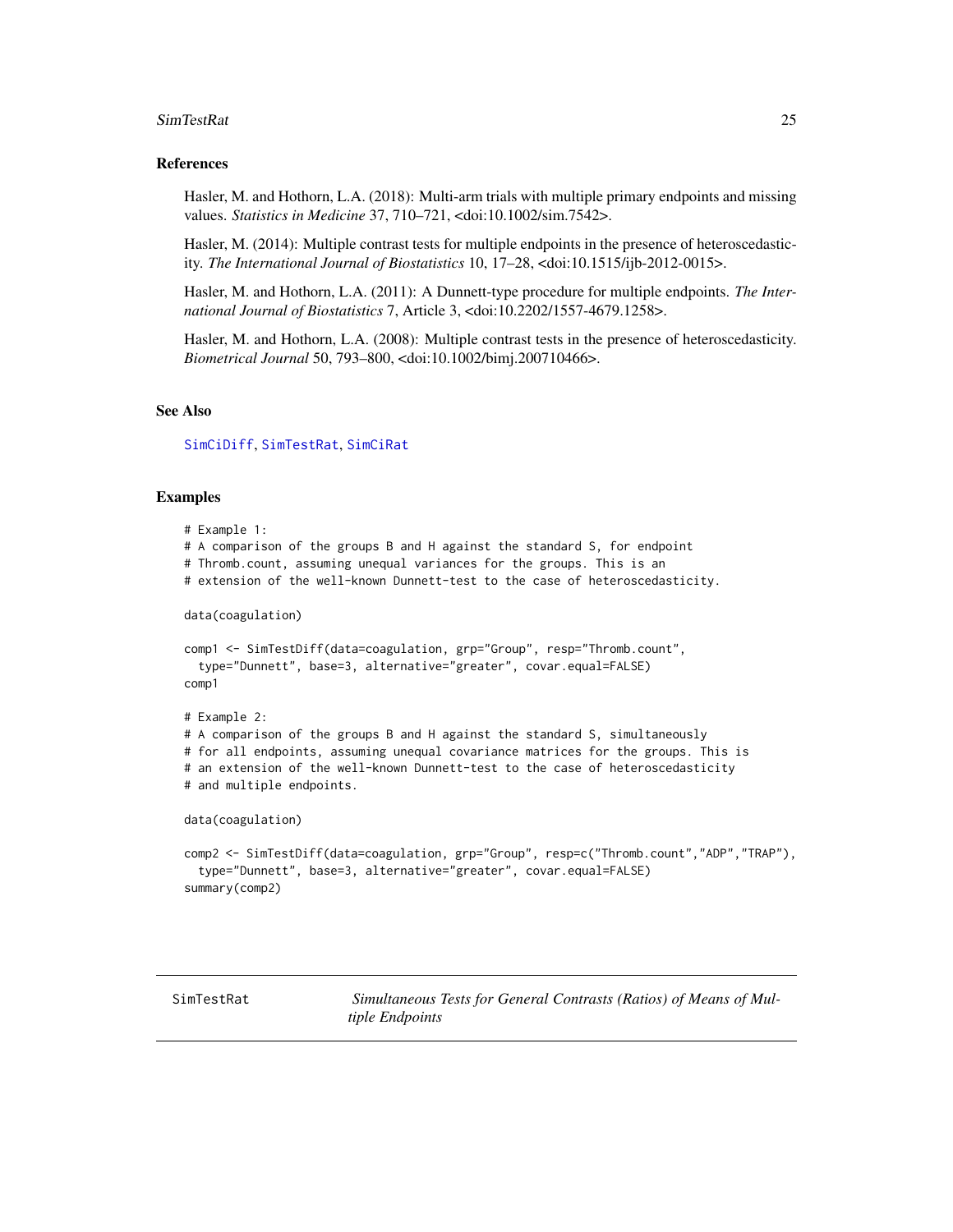### References

Hasler, M. and Hothorn, L.A. (2018): Multi-arm trials with multiple primary endpoints and missing values. *Statistics in Medicine* 37, 710–721, <doi:10.1002/sim.7542>.

Hasler, M. (2014): Multiple contrast tests for multiple endpoints in the presence of heteroscedasticity. *The International Journal of Biostatistics* 10, 17–28, <doi:10.1515/ijb-2012-0015>.

Hasler, M. and Hothorn, L.A. (2011): A Dunnett-type procedure for multiple endpoints. *The International Journal of Biostatistics* 7, Article 3, <doi:10.2202/1557-4679.1258>.

Hasler, M. and Hothorn, L.A. (2008): Multiple contrast tests in the presence of heteroscedasticity. *Biometrical Journal* 50, 793–800, <doi:10.1002/bimj.200710466>.

### See Also

`SimCiDiff`, `SimTestRat`, `SimCiRat`

### Examples

```
# Example 1:
# A comparison of the groups B and H against the standard S, for endpoint
# Thromb.count, assuming unequal variances for the groups. This is an
# extension of the well-known Dunnett-test to the case of heteroscedasticity.

data(coagulation)

comp1 <- SimTestDiff(data=coagulation, grp="Group", resp="Thromb.count",
  type="Dunnett", base=3, alternative="greater", covar.equal=FALSE)
comp1

# Example 2:
# A comparison of the groups B and H against the standard S, simultaneously
# for all endpoints, assuming unequal covariance matrices for the groups. This is
# an extension of the well-known Dunnett-test to the case of heteroscedasticity
# and multiple endpoints.

data(coagulation)

comp2 <- SimTestDiff(data=coagulation, grp="Group", resp=c("Thromb.count","ADP","TRAP"),
  type="Dunnett", base=3, alternative="greater", covar.equal=FALSE)
summary(comp2)
```

---

## SimTestRat *Simultaneous Tests for General Contrasts (Ratios) of Means of Multiple Endpoints*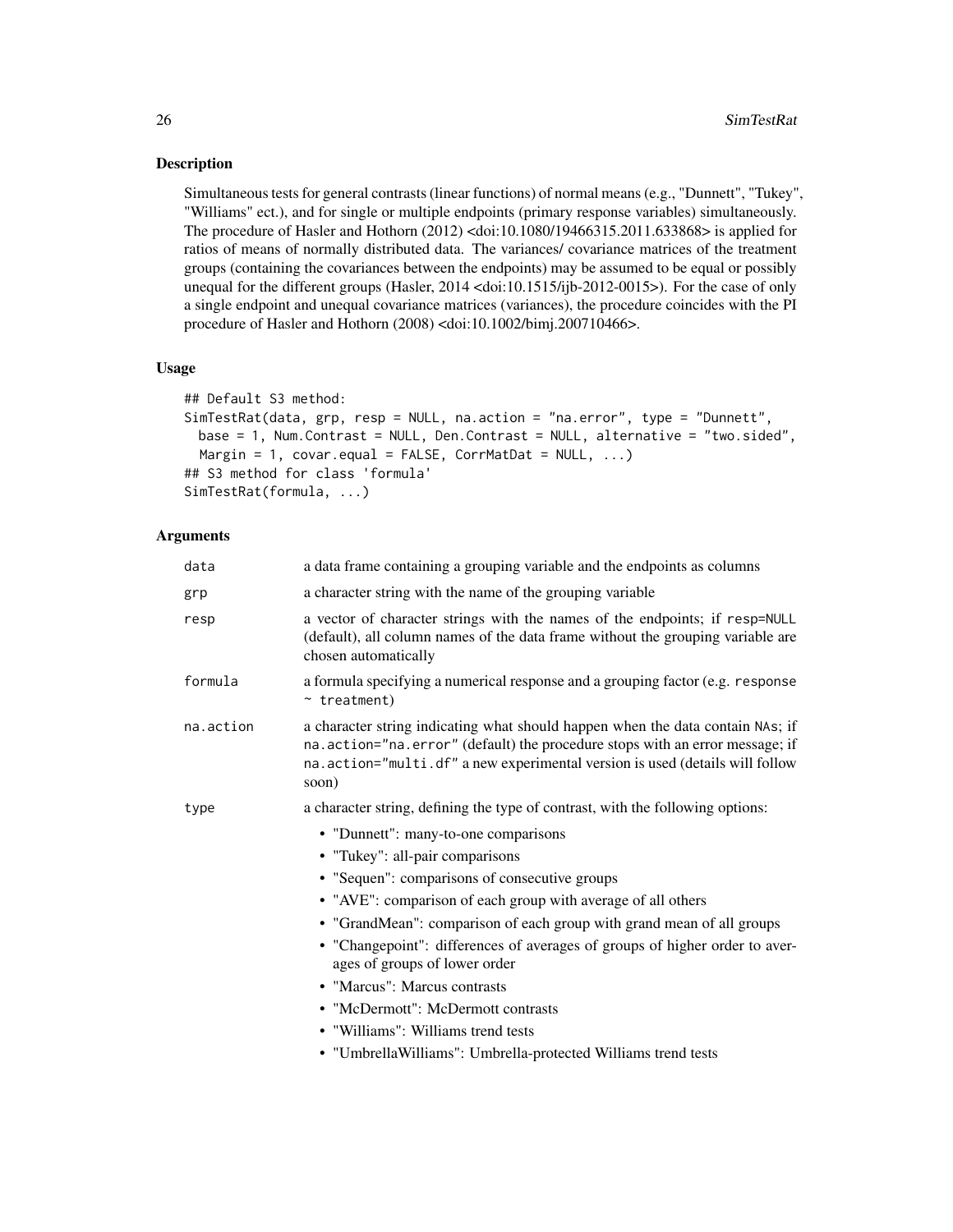## Description

Simultaneous tests for general contrasts (linear functions) of normal means (e.g., "Dunnett", "Tukey", "Williams" ect.), and for single or multiple endpoints (primary response variables) simultaneously. The procedure of Hasler and Hothorn (2012) <doi:10.1080/19466315.2011.633868> is applied for ratios of means of normally distributed data. The variances/ covariance matrices of the treatment groups (containing the covariances between the endpoints) may be assumed to be equal or possibly unequal for the different groups (Hasler, 2014 <doi:10.1515/ijb-2012-0015>). For the case of only a single endpoint and unequal covariance matrices (variances), the procedure coincides with the PI procedure of Hasler and Hothorn (2008) <doi:10.1002/bimj.200710466>.

## Usage

```
## Default S3 method:
SimTestRat(data, grp, resp = NULL, na.action = "na.error", type = "Dunnett",
  base = 1, Num.Contrast = NULL, Den.Contrast = NULL, alternative = "two.sided",
  Margin = 1, covar.equal = FALSE, CorrMatDat = NULL, ...)
## S3 method for class 'formula'
SimTestRat(formula, ...)
```

## Arguments

| | |
|---|---|
| data | a data frame containing a grouping variable and the endpoints as columns |
| grp | a character string with the name of the grouping variable |
| resp | a vector of character strings with the names of the endpoints; if resp=NULL (default), all column names of the data frame without the grouping variable are chosen automatically |
| formula | a formula specifying a numerical response and a grouping factor (e.g. response ~ treatment) |
| na.action | a character string indicating what should happen when the data contain NAs; if na.action="na.error" (default) the procedure stops with an error message; if na.action="multi.df" a new experimental version is used (details will follow soon) |
| type | a character string, defining the type of contrast, with the following options: <br>• "Dunnett": many-to-one comparisons <br>• "Tukey": all-pair comparisons <br>• "Sequen": comparisons of consecutive groups <br>• "AVE": comparison of each group with average of all others <br>• "GrandMean": comparison of each group with grand mean of all groups <br>• "Changepoint": differences of averages of groups of higher order to averages of groups of lower order <br>• "Marcus": Marcus contrasts <br>• "McDermott": McDermott contrasts <br>• "Williams": Williams trend tests <br>• "UmbrellaWilliams": Umbrella-protected Williams trend tests |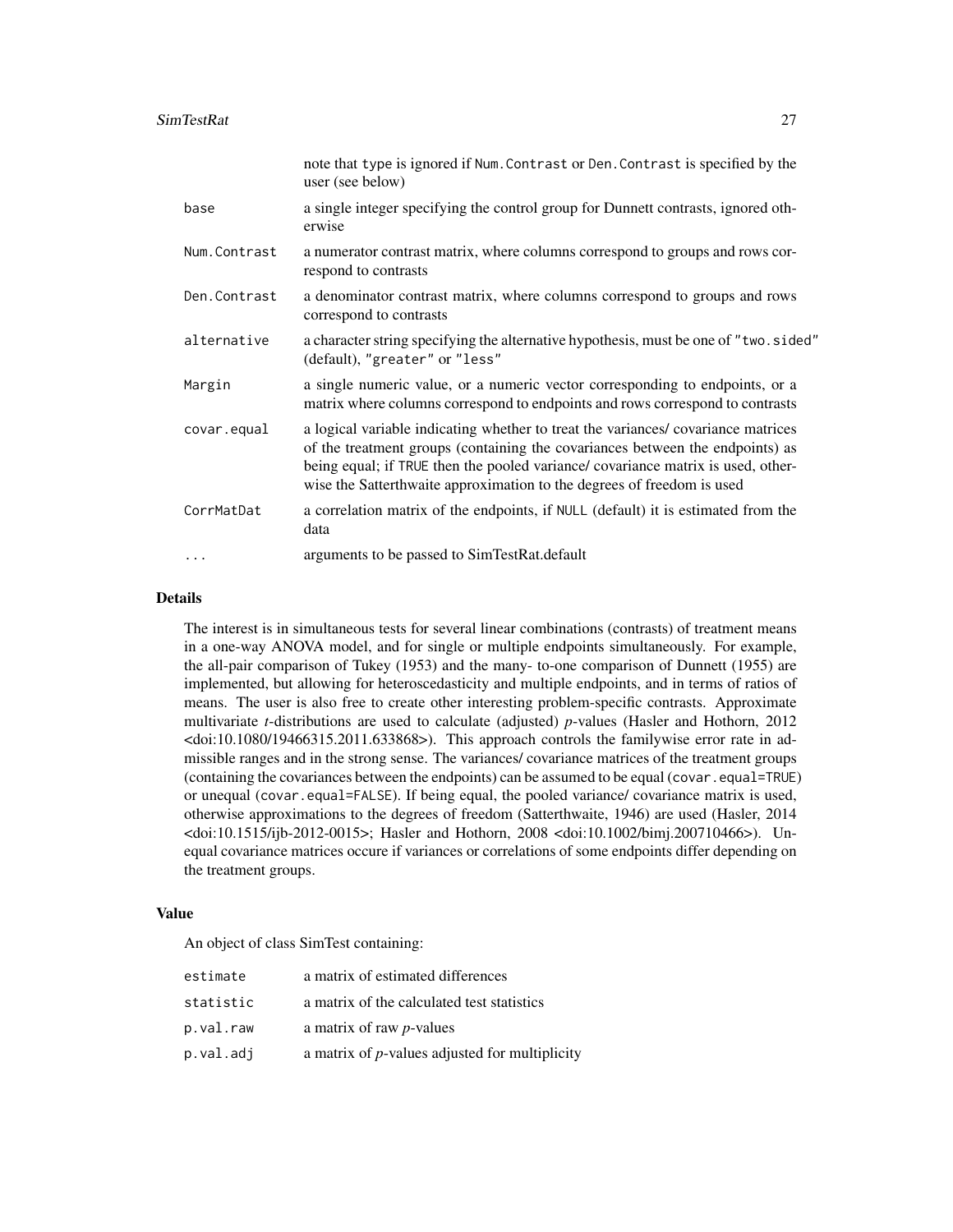| | |
|---|---|
| | note that `type` is ignored if `Num.Contrast` or `Den.Contrast` is specified by the user (see below) |
| `base` | a single integer specifying the control group for Dunnett contrasts, ignored otherwise |
| `Num.Contrast` | a numerator contrast matrix, where columns correspond to groups and rows correspond to contrasts |
| `Den.Contrast` | a denominator contrast matrix, where columns correspond to groups and rows correspond to contrasts |
| `alternative` | a character string specifying the alternative hypothesis, must be one of `"two.sided"` (default), `"greater"` or `"less"` |
| `Margin` | a single numeric value, or a numeric vector corresponding to endpoints, or a matrix where columns correspond to endpoints and rows correspond to contrasts |
| `covar.equal` | a logical variable indicating whether to treat the variances/ covariance matrices of the treatment groups (containing the covariances between the endpoints) as being equal; if `TRUE` then the pooled variance/ covariance matrix is used, otherwise the Satterthwaite approximation to the degrees of freedom is used |
| `CorrMatDat` | a correlation matrix of the endpoints, if `NULL` (default) it is estimated from the data |
| `...` | arguments to be passed to SimTestRat.default |

### Details

The interest is in simultaneous tests for several linear combinations (contrasts) of treatment means in a one-way ANOVA model, and for single or multiple endpoints simultaneously. For example, the all-pair comparison of Tukey (1953) and the many- to-one comparison of Dunnett (1955) are implemented, but allowing for heteroscedasticity and multiple endpoints, and in terms of ratios of means. The user is also free to create other interesting problem-specific contrasts. Approximate multivariate *t*-distributions are used to calculate (adjusted) *p*-values (Hasler and Hothorn, 2012 <doi:10.1080/19466315.2011.633868>). This approach controls the familywise error rate in admissible ranges and in the strong sense. The variances/ covariance matrices of the treatment groups (containing the covariances between the endpoints) can be assumed to be equal (`covar.equal=TRUE`) or unequal (`covar.equal=FALSE`). If being equal, the pooled variance/ covariance matrix is used, otherwise approximations to the degrees of freedom (Satterthwaite, 1946) are used (Hasler, 2014 <doi:10.1515/ijb-2012-0015>; Hasler and Hothorn, 2008 <doi:10.1002/bimj.200710466>). Unequal covariance matrices occure if variances or correlations of some endpoints differ depending on the treatment groups.

### Value

An object of class SimTest containing:

| | |
|---|---|
| `estimate` | a matrix of estimated differences |
| `statistic` | a matrix of the calculated test statistics |
| `p.val.raw` | a matrix of raw *p*-values |
| `p.val.adj` | a matrix of *p*-values adjusted for multiplicity |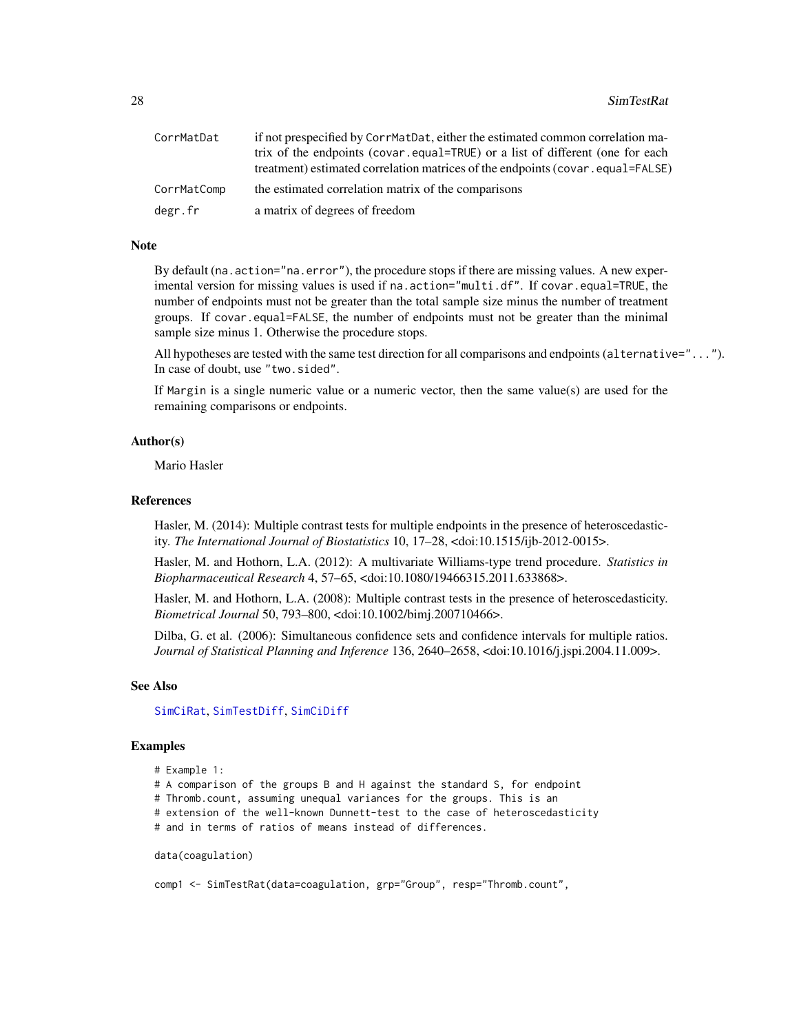| | |
|---|---|
| CorrMatDat | if not prespecified by CorrMatDat, either the estimated common correlation matrix of the endpoints (covar.equal=TRUE) or a list of different (one for each treatment) estimated correlation matrices of the endpoints (covar.equal=FALSE) |
| CorrMatComp | the estimated correlation matrix of the comparisons |
| degr.fr | a matrix of degrees of freedom |

## Note

By default (na.action="na.error"), the procedure stops if there are missing values. A new experimental version for missing values is used if na.action="multi.df". If covar.equal=TRUE, the number of endpoints must not be greater than the total sample size minus the number of treatment groups. If covar.equal=FALSE, the number of endpoints must not be greater than the minimal sample size minus 1. Otherwise the procedure stops.

All hypotheses are tested with the same test direction for all comparisons and endpoints (alternative="..."). In case of doubt, use "two.sided".

If Margin is a single numeric value or a numeric vector, then the same value(s) are used for the remaining comparisons or endpoints.

## Author(s)

Mario Hasler

## References

Hasler, M. (2014): Multiple contrast tests for multiple endpoints in the presence of heteroscedasticity. *The International Journal of Biostatistics* 10, 17–28, <doi:10.1515/ijb-2012-0015>.

Hasler, M. and Hothorn, L.A. (2012): A multivariate Williams-type trend procedure. *Statistics in Biopharmaceutical Research* 4, 57–65, <doi:10.1080/19466315.2011.633868>.

Hasler, M. and Hothorn, L.A. (2008): Multiple contrast tests in the presence of heteroscedasticity. *Biometrical Journal* 50, 793–800, <doi:10.1002/bimj.200710466>.

Dilba, G. et al. (2006): Simultaneous confidence sets and confidence intervals for multiple ratios. *Journal of Statistical Planning and Inference* 136, 2640–2658, <doi:10.1016/j.jspi.2004.11.009>.

## See Also

SimCiRat, SimTestDiff, SimCiDiff

## Examples

```
# Example 1:
# A comparison of the groups B and H against the standard S, for endpoint
# Thromb.count, assuming unequal variances for the groups. This is an
# extension of the well-known Dunnett-test to the case of heteroscedasticity
# and in terms of ratios of means instead of differences.

data(coagulation)

comp1 <- SimTestRat(data=coagulation, grp="Group", resp="Thromb.count",
```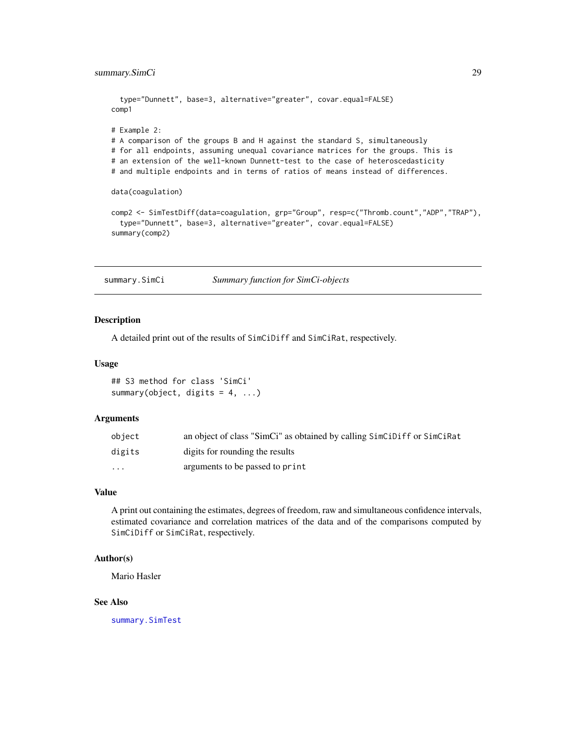```
  type="Dunnett", base=3, alternative="greater", covar.equal=FALSE)
comp1

# Example 2:
# A comparison of the groups B and H against the standard S, simultaneously
# for all endpoints, assuming unequal covariance matrices for the groups. This is
# an extension of the well-known Dunnett-test to the case of heteroscedasticity
# and multiple endpoints and in terms of ratios of means instead of differences.

data(coagulation)

comp2 <- SimTestDiff(data=coagulation, grp="Group", resp=c("Thromb.count","ADP","TRAP"),
  type="Dunnett", base=3, alternative="greater", covar.equal=FALSE)
summary(comp2)
```

---

## summary.SimCi — *Summary function for SimCi-objects*

### Description

A detailed print out of the results of `SimCiDiff` and `SimCiRat`, respectively.

### Usage

```
## S3 method for class 'SimCi'
summary(object, digits = 4, ...)
```

### Arguments

| | |
|---|---|
| `object` | an object of class "SimCi" as obtained by calling `SimCiDiff` or `SimCiRat` |
| `digits` | digits for rounding the results |
| `...` | arguments to be passed to `print` |

### Value

A print out containing the estimates, degrees of freedom, raw and simultaneous confidence intervals, estimated covariance and correlation matrices of the data and of the comparisons computed by `SimCiDiff` or `SimCiRat`, respectively.

### Author(s)

Mario Hasler

### See Also

`summary.SimTest`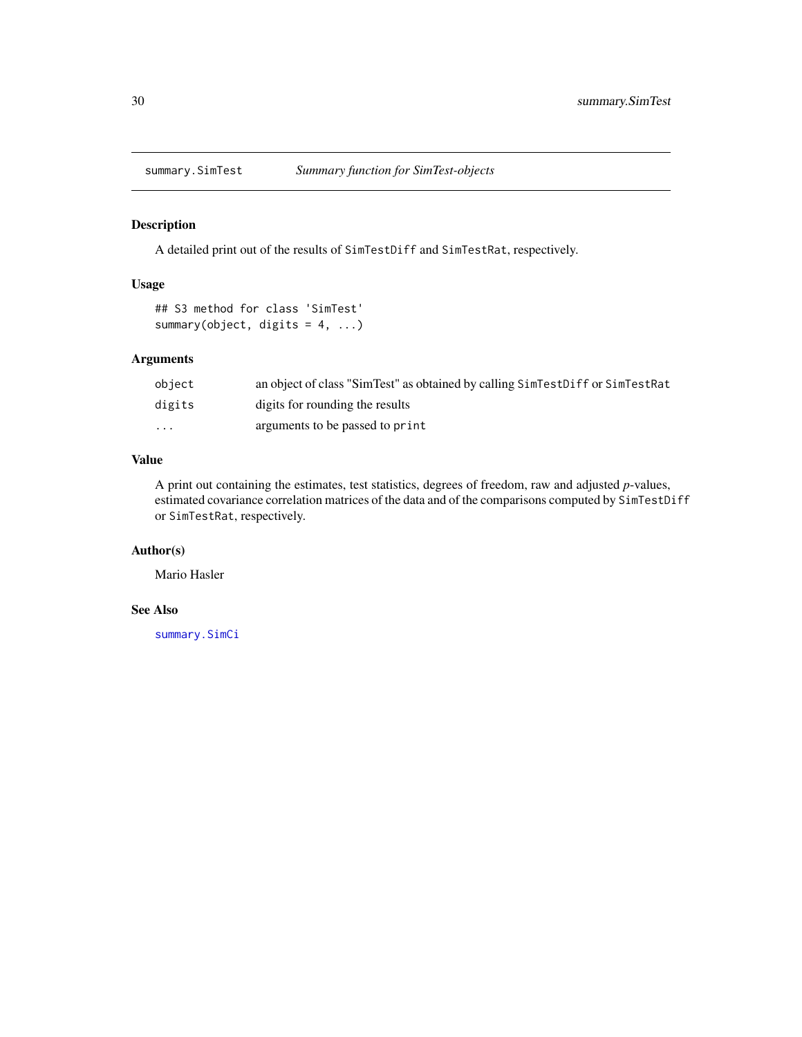## summary.SimTest — *Summary function for SimTest-objects*

### Description

A detailed print out of the results of `SimTestDiff` and `SimTestRat`, respectively.

### Usage

```
## S3 method for class 'SimTest'
summary(object, digits = 4, ...)
```

### Arguments

| | |
|---|---|
| `object` | an object of class "SimTest" as obtained by calling `SimTestDiff` or `SimTestRat` |
| `digits` | digits for rounding the results |
| `...` | arguments to be passed to `print` |

### Value

A print out containing the estimates, test statistics, degrees of freedom, raw and adjusted *p*-values, estimated covariance correlation matrices of the data and of the comparisons computed by `SimTestDiff` or `SimTestRat`, respectively.

### Author(s)

Mario Hasler

### See Also

`summary.SimCi`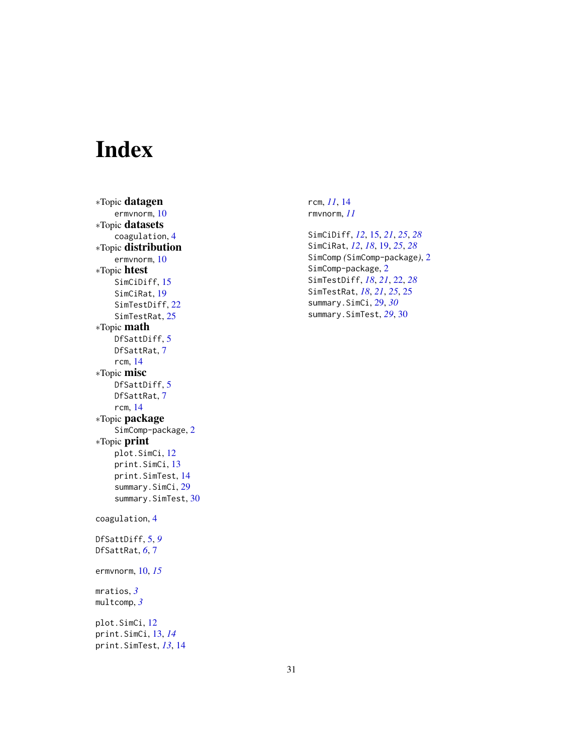# Index

*Topic **datagen**
    ermvnorm, 10
*Topic **datasets**
    coagulation, 4
*Topic **distribution**
    ermvnorm, 10
*Topic **htest**
    SimCiDiff, 15
    SimCiRat, 19
    SimTestDiff, 22
    SimTestRat, 25
*Topic **math**
    DfSattDiff, 5
    DfSattRat, 7
    rcm, 14
*Topic **misc**
    DfSattDiff, 5
    DfSattRat, 7
    rcm, 14
*Topic **package**
    SimComp-package, 2
*Topic **print**
    plot.SimCi, 12
    print.SimCi, 13
    print.SimTest, 14
    summary.SimCi, 29
    summary.SimTest, 30

coagulation, 4

DfSattDiff, 5, *9*
DfSattRat, *6*, 7

ermvnorm, 10, *15*

mratios, *3*
multcomp, *3*

plot.SimCi, 12
print.SimCi, 13, *14*
print.SimTest, *13*, 14

rcm, *11*, 14
rmvnorm, *11*

SimCiDiff, *12*, 15, *21*, *25*, *28*
SimCiRat, *12*, *18*, 19, *25*, *28*
SimComp (SimComp-package), 2
SimComp-package, 2
SimTestDiff, *18*, *21*, 22, *28*
SimTestRat, *18*, *21*, *25*, 25
summary.SimCi, 29, *30*
summary.SimTest, *29*, 30